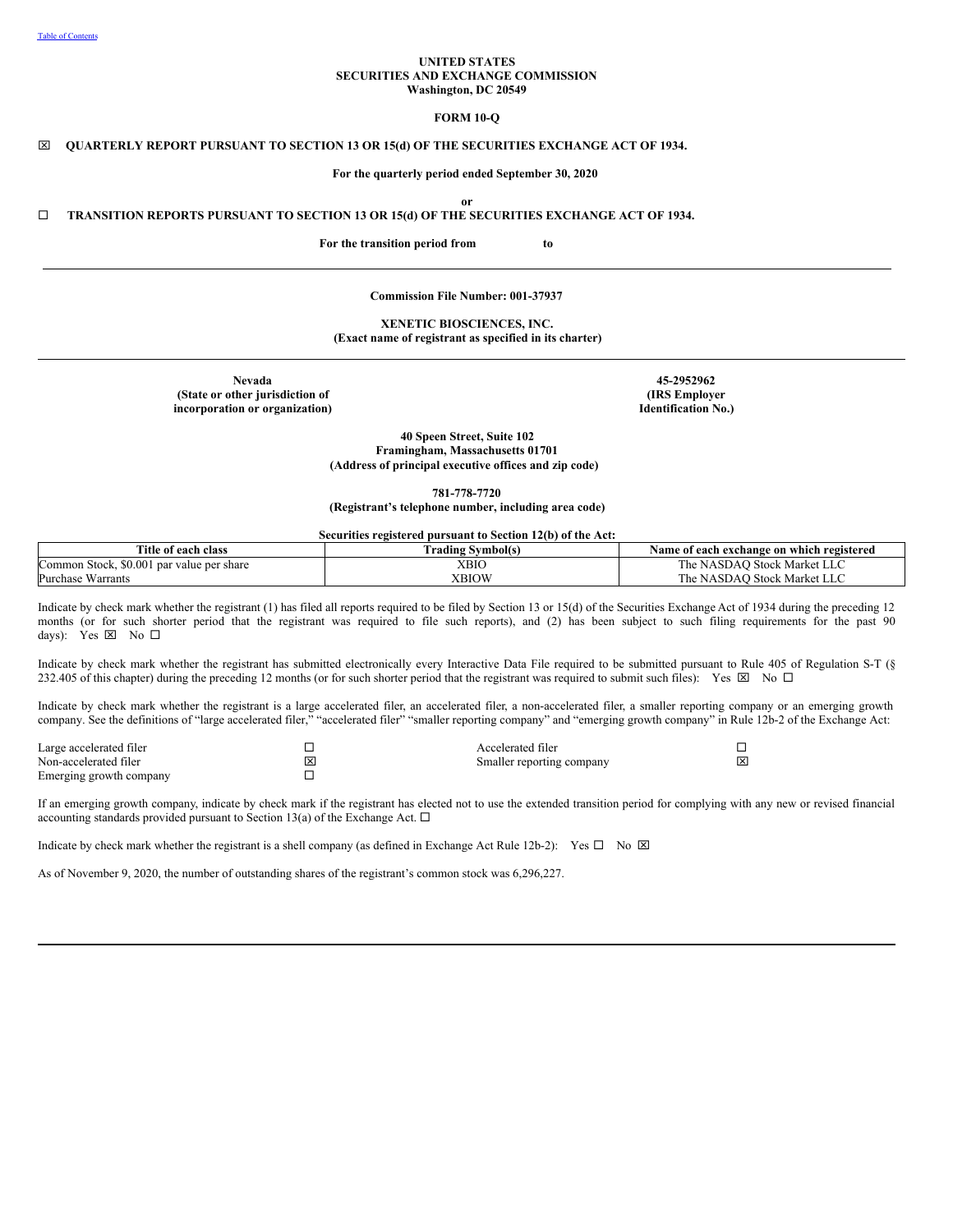Table of Contents

**UNITED STATES**
**SECURITIES AND EXCHANGE COMMISSION**
**Washington, DC 20549**

**FORM 10-Q**

☒ **QUARTERLY REPORT PURSUANT TO SECTION 13 OR 15(d) OF THE SECURITIES EXCHANGE ACT OF 1934.**

**For the quarterly period ended September 30, 2020**

**or**

☐ **TRANSITION REPORTS PURSUANT TO SECTION 13 OR 15(d) OF THE SECURITIES EXCHANGE ACT OF 1934.**

**For the transition period from to**

---

**Commission File Number: 001-37937**

**XENETIC BIOSCIENCES, INC.**
**(Exact name of registrant as specified in its charter)**

---

| **Nevada** | **45-2952962** |
|---|---|
| **(State or other jurisdiction of incorporation or organization)** | **(IRS Employer Identification No.)** |

**40 Speen Street, Suite 102**
**Framingham, Massachusetts 01701**
**(Address of principal executive offices and zip code)**

**781-778-7720**
**(Registrant's telephone number, including area code)**

**Securities registered pursuant to Section 12(b) of the Act:**

| Title of each class | Trading Symbol(s) | Name of each exchange on which registered |
|---|---|---|
| Common Stock, $0.001 par value per share | XBIO | The NASDAQ Stock Market LLC |
| Purchase Warrants | XBIOW | The NASDAQ Stock Market LLC |

Indicate by check mark whether the registrant (1) has filed all reports required to be filed by Section 13 or 15(d) of the Securities Exchange Act of 1934 during the preceding 12 months (or for such shorter period that the registrant was required to file such reports), and (2) has been subject to such filing requirements for the past 90 days): Yes ☒ No ☐

Indicate by check mark whether the registrant has submitted electronically every Interactive Data File required to be submitted pursuant to Rule 405 of Regulation S-T (§ 232.405 of this chapter) during the preceding 12 months (or for such shorter period that the registrant was required to submit such files): Yes ☒ No ☐

Indicate by check mark whether the registrant is a large accelerated filer, an accelerated filer, a non-accelerated filer, a smaller reporting company or an emerging growth company. See the definitions of "large accelerated filer," "accelerated filer" "smaller reporting company" and "emerging growth company" in Rule 12b-2 of the Exchange Act:

| | | | |
|---|---|---|---|
| Large accelerated filer | ☐ | Accelerated filer | ☐ |
| Non-accelerated filer | ☒ | Smaller reporting company | ☒ |
| Emerging growth company | ☐ | | |

If an emerging growth company, indicate by check mark if the registrant has elected not to use the extended transition period for complying with any new or revised financial accounting standards provided pursuant to Section 13(a) of the Exchange Act. ☐

Indicate by check mark whether the registrant is a shell company (as defined in Exchange Act Rule 12b-2): Yes ☐ No ☒

As of November 9, 2020, the number of outstanding shares of the registrant's common stock was 6,296,227.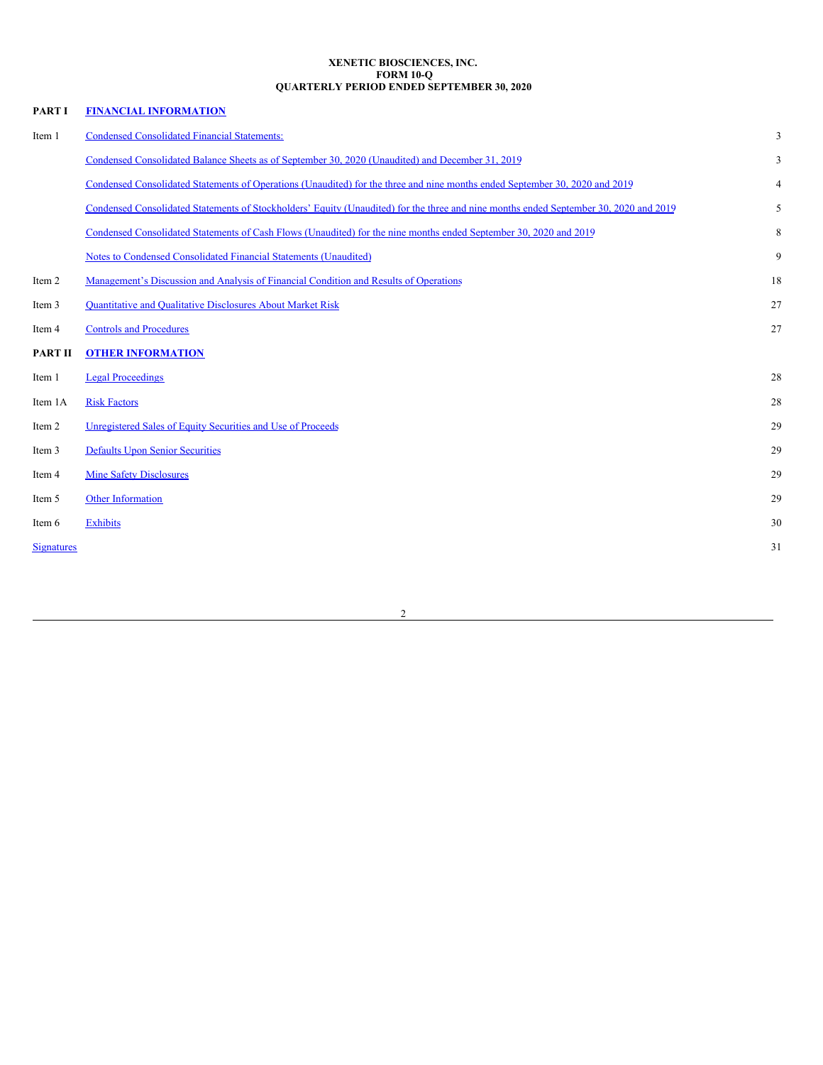**XENETIC BIOSCIENCES, INC.**
**FORM 10-Q**
**QUARTERLY PERIOD ENDED SEPTEMBER 30, 2020**

| | | |
|---|---|---|
| **PART I** | **FINANCIAL INFORMATION** | |
| Item 1 | Condensed Consolidated Financial Statements: | 3 |
| | Condensed Consolidated Balance Sheets as of September 30, 2020 (Unaudited) and December 31, 2019 | 3 |
| | Condensed Consolidated Statements of Operations (Unaudited) for the three and nine months ended September 30, 2020 and 2019 | 4 |
| | Condensed Consolidated Statements of Stockholders' Equity (Unaudited) for the three and nine months ended September 30, 2020 and 2019 | 5 |
| | Condensed Consolidated Statements of Cash Flows (Unaudited) for the nine months ended September 30, 2020 and 2019 | 8 |
| | Notes to Condensed Consolidated Financial Statements (Unaudited) | 9 |
| Item 2 | Management's Discussion and Analysis of Financial Condition and Results of Operations | 18 |
| Item 3 | Quantitative and Qualitative Disclosures About Market Risk | 27 |
| Item 4 | Controls and Procedures | 27 |
| **PART II** | **OTHER INFORMATION** | |
| Item 1 | Legal Proceedings | 28 |
| Item 1A | Risk Factors | 28 |
| Item 2 | Unregistered Sales of Equity Securities and Use of Proceeds | 29 |
| Item 3 | Defaults Upon Senior Securities | 29 |
| Item 4 | Mine Safety Disclosures | 29 |
| Item 5 | Other Information | 29 |
| Item 6 | Exhibits | 30 |
| Signatures | | 31 |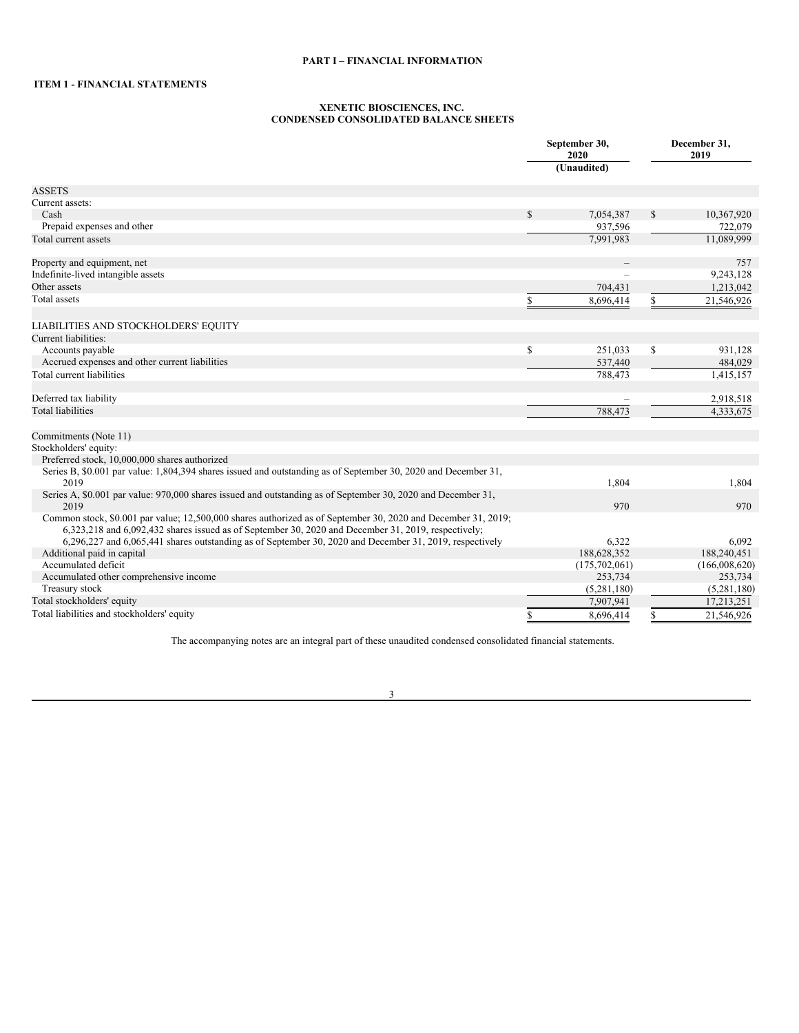# PART I – FINANCIAL INFORMATION

## ITEM 1 - FINANCIAL STATEMENTS

### XENETIC BIOSCIENCES, INC.
### CONDENSED CONSOLIDATED BALANCE SHEETS

| | September 30, 2020 (Unaudited) | December 31, 2019 |
|---|---|---|
| ASSETS | | |
| Current assets: | | |
| Cash | $ 7,054,387 | $ 10,367,920 |
| Prepaid expenses and other | 937,596 | 722,079 |
| Total current assets | 7,991,983 | 11,089,999 |
| | | |
| Property and equipment, net | – | 757 |
| Indefinite-lived intangible assets | – | 9,243,128 |
| Other assets | 704,431 | 1,213,042 |
| Total assets | $ 8,696,414 | $ 21,546,926 |
| | | |
| LIABILITIES AND STOCKHOLDERS' EQUITY | | |
| Current liabilities: | | |
| Accounts payable | $ 251,033 | $ 931,128 |
| Accrued expenses and other current liabilities | 537,440 | 484,029 |
| Total current liabilities | 788,473 | 1,415,157 |
| | | |
| Deferred tax liability | – | 2,918,518 |
| Total liabilities | 788,473 | 4,333,675 |
| | | |
| Commitments (Note 11) | | |
| Stockholders' equity: | | |
| Preferred stock, 10,000,000 shares authorized | | |
| Series B, $0.001 par value: 1,804,394 shares issued and outstanding as of September 30, 2020 and December 31, 2019 | 1,804 | 1,804 |
| Series A, $0.001 par value: 970,000 shares issued and outstanding as of September 30, 2020 and December 31, 2019 | 970 | 970 |
| Common stock, $0.001 par value; 12,500,000 shares authorized as of September 30, 2020 and December 31, 2019; 6,323,218 and 6,092,432 shares issued as of September 30, 2020 and December 31, 2019, respectively; 6,296,227 and 6,065,441 shares outstanding as of September 30, 2020 and December 31, 2019, respectively | 6,322 | 6,092 |
| Additional paid in capital | 188,628,352 | 188,240,451 |
| Accumulated deficit | (175,702,061) | (166,008,620) |
| Accumulated other comprehensive income | 253,734 | 253,734 |
| Treasury stock | (5,281,180) | (5,281,180) |
| Total stockholders' equity | 7,907,941 | 17,213,251 |
| Total liabilities and stockholders' equity | $ 8,696,414 | $ 21,546,926 |

The accompanying notes are an integral part of these unaudited condensed consolidated financial statements.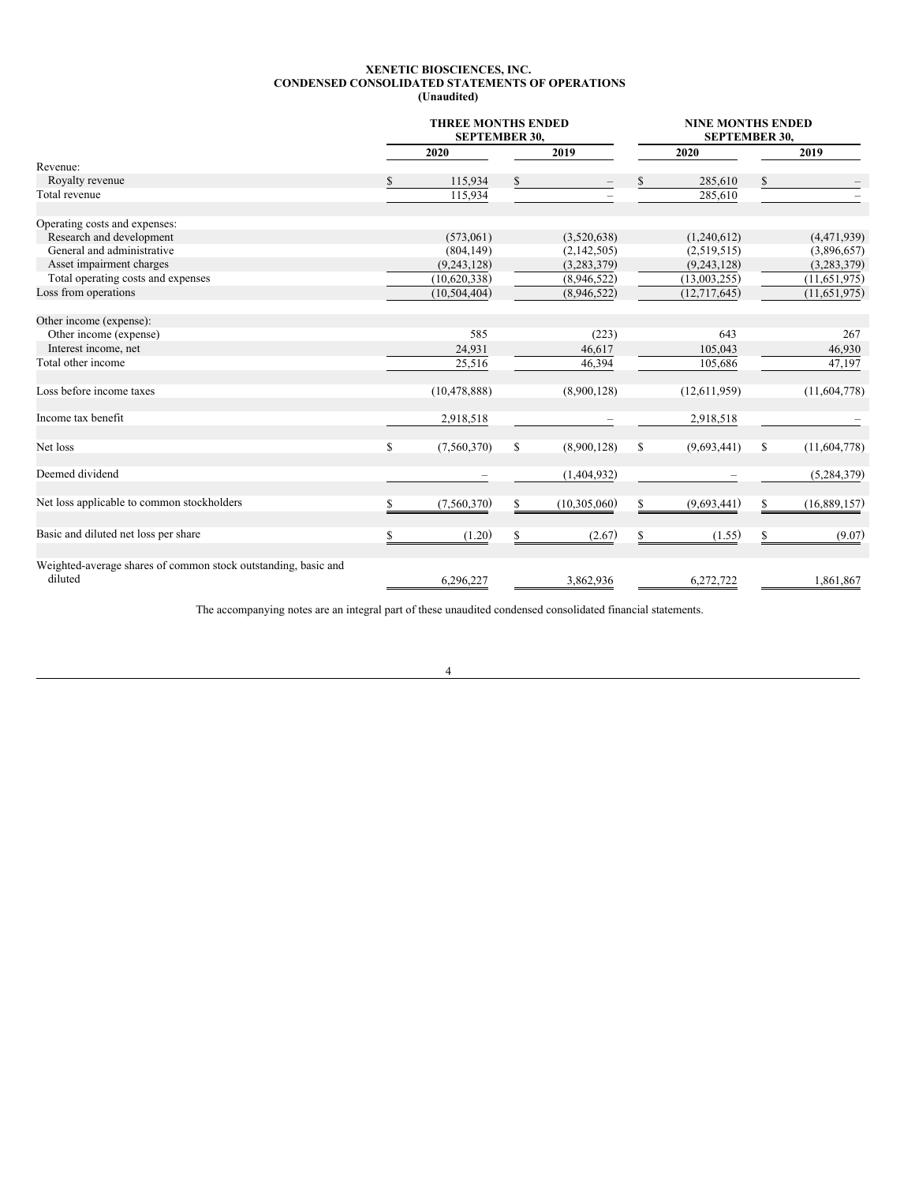**XENETIC BIOSCIENCES, INC.**
**CONDENSED CONSOLIDATED STATEMENTS OF OPERATIONS**
**(Unaudited)**

| | THREE MONTHS ENDED SEPTEMBER 30, | | NINE MONTHS ENDED SEPTEMBER 30, | |
|---|---|---|---|---|
| | 2020 | 2019 | 2020 | 2019 |
| Revenue: | | | | |
| Royalty revenue | $ 115,934 | $ – | $ 285,610 | $ – |
| Total revenue | 115,934 | – | 285,610 | – |
| | | | | |
| Operating costs and expenses: | | | | |
| Research and development | (573,061) | (3,520,638) | (1,240,612) | (4,471,939) |
| General and administrative | (804,149) | (2,142,505) | (2,519,515) | (3,896,657) |
| Asset impairment charges | (9,243,128) | (3,283,379) | (9,243,128) | (3,283,379) |
| Total operating costs and expenses | (10,620,338) | (8,946,522) | (13,003,255) | (11,651,975) |
| Loss from operations | (10,504,404) | (8,946,522) | (12,717,645) | (11,651,975) |
| | | | | |
| Other income (expense): | | | | |
| Other income (expense) | 585 | (223) | 643 | 267 |
| Interest income, net | 24,931 | 46,617 | 105,043 | 46,930 |
| Total other income | 25,516 | 46,394 | 105,686 | 47,197 |
| | | | | |
| Loss before income taxes | (10,478,888) | (8,900,128) | (12,611,959) | (11,604,778) |
| | | | | |
| Income tax benefit | 2,918,518 | – | 2,918,518 | – |
| | | | | |
| Net loss | $ (7,560,370) | $ (8,900,128) | $ (9,693,441) | $ (11,604,778) |
| | | | | |
| Deemed dividend | – | (1,404,932) | – | (5,284,379) |
| | | | | |
| Net loss applicable to common stockholders | $ (7,560,370) | $ (10,305,060) | $ (9,693,441) | $ (16,889,157) |
| | | | | |
| Basic and diluted net loss per share | $ (1.20) | $ (2.67) | $ (1.55) | $ (9.07) |
| | | | | |
| Weighted-average shares of common stock outstanding, basic and diluted | 6,296,227 | 3,862,936 | 6,272,722 | 1,861,867 |

The accompanying notes are an integral part of these unaudited condensed consolidated financial statements.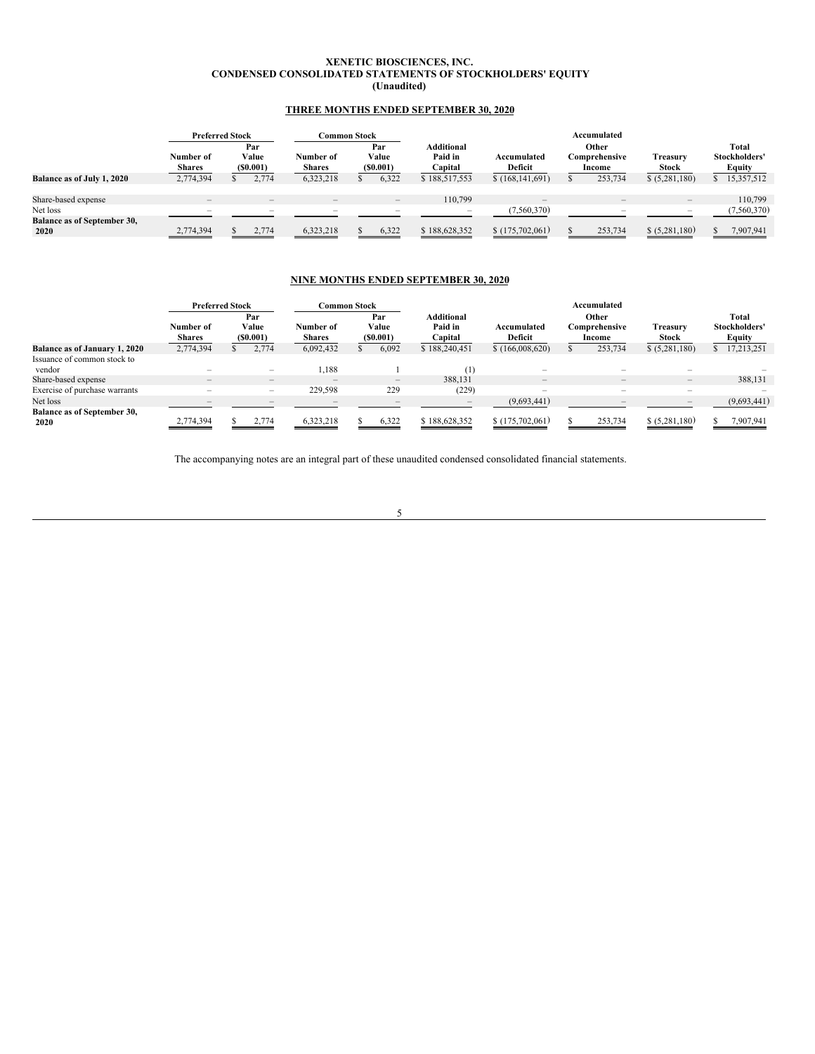**XENETIC BIOSCIENCES, INC.**
**CONDENSED CONSOLIDATED STATEMENTS OF STOCKHOLDERS' EQUITY**
**(Unaudited)**

**THREE MONTHS ENDED SEPTEMBER 30, 2020**

| | Preferred Stock | | Common Stock | | | | Accumulated | | |
|---|---|---|---|---|---|---|---|---|---|
| | Number of Shares | Par Value ($0.001) | Number of Shares | Par Value ($0.001) | Additional Paid in Capital | Accumulated Deficit | Other Comprehensive Income | Treasury Stock | Total Stockholders' Equity |
| **Balance as of July 1, 2020** | 2,774,394 | $ 2,774 | 6,323,218 | $ 6,322 | $ 188,517,553 | $ (168,141,691) | $ 253,734 | $ (5,281,180) | $ 15,357,512 |
| Share-based expense | – | – | – | – | 110,799 | – | – | – | 110,799 |
| Net loss | – | – | – | – | – | (7,560,370) | – | – | (7,560,370) |
| **Balance as of September 30, 2020** | 2,774,394 | $ 2,774 | 6,323,218 | $ 6,322 | $ 188,628,352 | $ (175,702,061) | $ 253,734 | $ (5,281,180) | $ 7,907,941 |

**NINE MONTHS ENDED SEPTEMBER 30, 2020**

| | Preferred Stock | | Common Stock | | | | Accumulated | | |
|---|---|---|---|---|---|---|---|---|---|
| | Number of Shares | Par Value ($0.001) | Number of Shares | Par Value ($0.001) | Additional Paid in Capital | Accumulated Deficit | Other Comprehensive Income | Treasury Stock | Total Stockholders' Equity |
| **Balance as of January 1, 2020** | 2,774,394 | $ 2,774 | 6,092,432 | $ 6,092 | $ 188,240,451 | $ (166,008,620) | $ 253,734 | $ (5,281,180) | $ 17,213,251 |
| Issuance of common stock to vendor | – | – | 1,188 | 1 | (1) | – | – | – | – |
| Share-based expense | – | – | – | – | 388,131 | – | – | – | 388,131 |
| Exercise of purchase warrants | – | – | 229,598 | 229 | (229) | – | – | – | – |
| Net loss | – | – | – | – | – | (9,693,441) | – | – | (9,693,441) |
| **Balance as of September 30, 2020** | 2,774,394 | $ 2,774 | 6,323,218 | $ 6,322 | $ 188,628,352 | $ (175,702,061) | $ 253,734 | $ (5,281,180) | $ 7,907,941 |

The accompanying notes are an integral part of these unaudited condensed consolidated financial statements.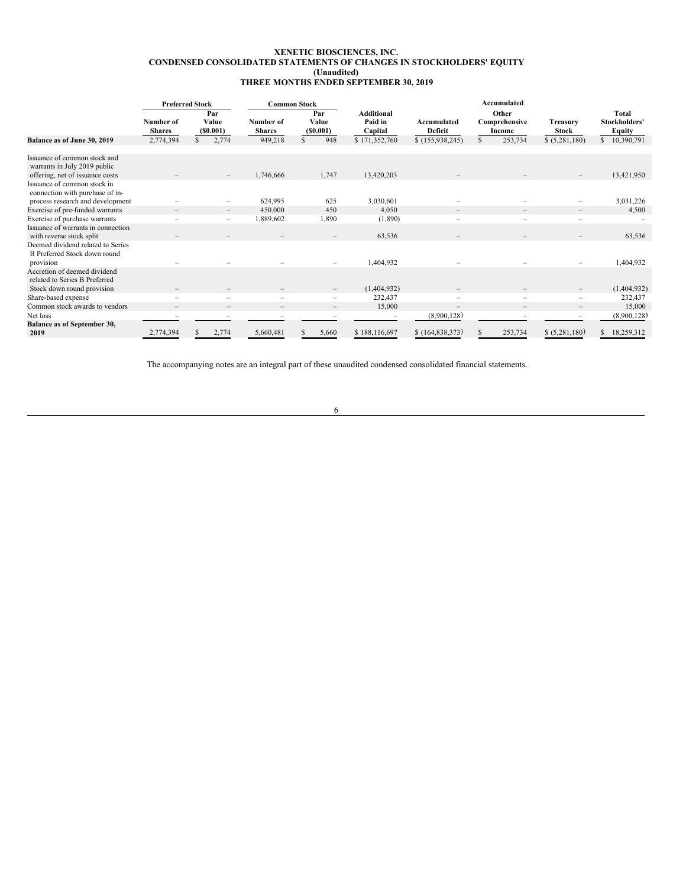**XENETIC BIOSCIENCES, INC.**
**CONDENSED CONSOLIDATED STATEMENTS OF CHANGES IN STOCKHOLDERS' EQUITY**
**(Unaudited)**
**THREE MONTHS ENDED SEPTEMBER 30, 2019**

| | Preferred Stock | | Common Stock | | | | Accumulated | | |
|---|---|---|---|---|---|---|---|---|---|
| | Number of Shares | Par Value ($0.001) | Number of Shares | Par Value ($0.001) | Additional Paid in Capital | Accumulated Deficit | Other Comprehensive Income | Treasury Stock | Total Stockholders' Equity |
| **Balance as of June 30, 2019** | 2,774,394 | $ 2,774 | 949,218 | $ 948 | $ 171,352,760 | $ (155,938,245) | $ 253,734 | $ (5,281,180) | $ 10,390,791 |
| Issuance of common stock and warrants in July 2019 public offering, net of issuance costs | – | – | 1,746,666 | 1,747 | 13,420,203 | – | – | – | 13,421,950 |
| Issuance of common stock in connection with purchase of in-process research and development | – | – | 624,995 | 625 | 3,030,601 | – | – | – | 3,031,226 |
| Exercise of pre-funded warrants | – | – | 450,000 | 450 | 4,050 | – | – | – | 4,500 |
| Exercise of purchase warrants | – | – | 1,889,602 | 1,890 | (1,890) | – | – | – | – |
| Issuance of warrants in connection with reverse stock split | – | – | – | – | 63,536 | – | – | – | 63,536 |
| Deemed dividend related to Series B Preferred Stock down round provision | – | – | – | – | 1,404,932 | – | – | – | 1,404,932 |
| Accretion of deemed dividend related to Series B Preferred Stock down round provision | – | – | – | – | (1,404,932) | – | – | – | (1,404,932) |
| Share-based expense | – | – | – | – | 232,437 | – | – | – | 232,437 |
| Common stock awards to vendors | – | – | – | – | 15,000 | – | – | – | 15,000 |
| Net loss | – | – | – | – | – | (8,900,128) | – | – | (8,900,128) |
| **Balance as of September 30, 2019** | 2,774,394 | $ 2,774 | 5,660,481 | $ 5,660 | $ 188,116,697 | $ (164,838,373) | $ 253,734 | $ (5,281,180) | $ 18,259,312 |

The accompanying notes are an integral part of these unaudited condensed consolidated financial statements.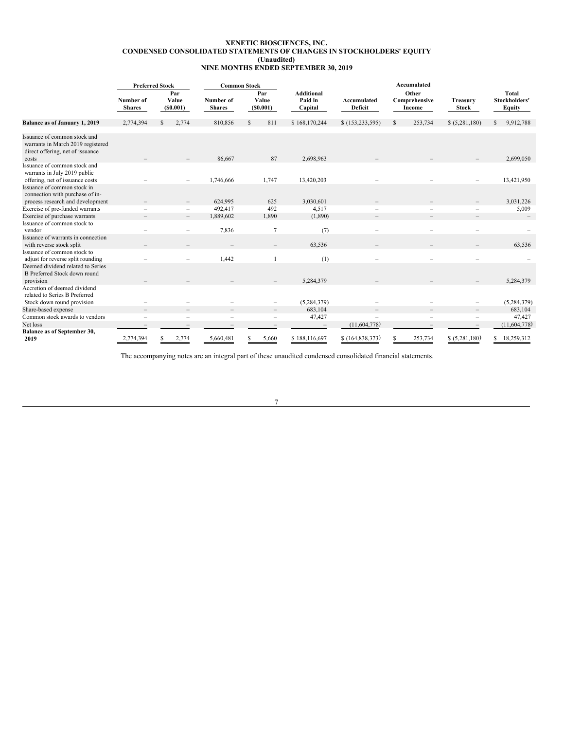**XENETIC BIOSCIENCES, INC.**
**CONDENSED CONSOLIDATED STATEMENTS OF CHANGES IN STOCKHOLDERS' EQUITY**
**(Unaudited)**
**NINE MONTHS ENDED SEPTEMBER 30, 2019**

| | Preferred Stock | | Common Stock | | | | Accumulated | | |
|---|---|---|---|---|---|---|---|---|---|
| | Number of Shares | Par Value ($0.001) | Number of Shares | Par Value ($0.001) | Additional Paid in Capital | Accumulated Deficit | Other Comprehensive Income | Treasury Stock | Total Stockholders' Equity |
| **Balance as of January 1, 2019** | 2,774,394 | $ 2,774 | 810,856 | $ 811 | $ 168,170,244 | $ (153,233,595) | $ 253,734 | $ (5,281,180) | $ 9,912,788 |
| Issuance of common stock and warrants in March 2019 registered direct offering, net of issuance costs | – | – | 86,667 | 87 | 2,698,963 | – | – | – | 2,699,050 |
| Issuance of common stock and warrants in July 2019 public offering, net of issuance costs | – | – | 1,746,666 | 1,747 | 13,420,203 | – | – | – | 13,421,950 |
| Issuance of common stock in connection with purchase of in-process research and development | – | – | 624,995 | 625 | 3,030,601 | – | – | – | 3,031,226 |
| Exercise of pre-funded warrants | – | – | 492,417 | 492 | 4,517 | – | – | – | 5,009 |
| Exercise of purchase warrants | – | – | 1,889,602 | 1,890 | (1,890) | – | – | – | – |
| Issuance of common stock to vendor | – | – | 7,836 | 7 | (7) | – | – | – | – |
| Issuance of warrants in connection with reverse stock split | – | – | – | – | 63,536 | – | – | – | 63,536 |
| Issuance of common stock to adjust for reverse split rounding | – | – | 1,442 | 1 | (1) | – | – | – | – |
| Deemed dividend related to Series B Preferred Stock down round provision | – | – | – | – | 5,284,379 | – | – | – | 5,284,379 |
| Accretion of deemed dividend related to Series B Preferred Stock down round provision | – | – | – | – | (5,284,379) | – | – | – | (5,284,379) |
| Share-based expense | – | – | – | – | 683,104 | – | – | – | 683,104 |
| Common stock awards to vendors | – | – | – | – | 47,427 | – | – | – | 47,427 |
| Net loss | – | – | – | – | – | (11,604,778) | – | – | (11,604,778) |
| **Balance as of September 30, 2019** | 2,774,394 | $ 2,774 | 5,660,481 | $ 5,660 | $ 188,116,697 | $ (164,838,373) | $ 253,734 | $ (5,281,180) | $ 18,259,312 |

The accompanying notes are an integral part of these unaudited condensed consolidated financial statements.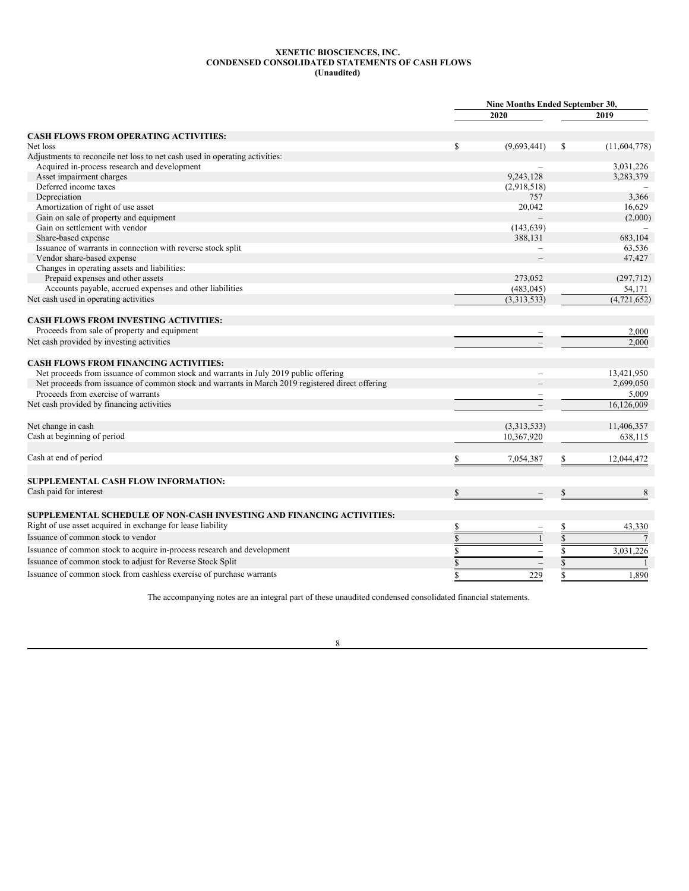**XENETIC BIOSCIENCES, INC.**
**CONDENSED CONSOLIDATED STATEMENTS OF CASH FLOWS**
**(Unaudited)**

| | Nine Months Ended September 30, | |
|---|---|---|
| | 2020 | 2019 |
| **CASH FLOWS FROM OPERATING ACTIVITIES:** | | |
| Net loss | $ (9,693,441) | $ (11,604,778) |
| Adjustments to reconcile net loss to net cash used in operating activities: | | |
| Acquired in-process research and development | – | 3,031,226 |
| Asset impairment charges | 9,243,128 | 3,283,379 |
| Deferred income taxes | (2,918,518) | – |
| Depreciation | 757 | 3,366 |
| Amortization of right of use asset | 20,042 | 16,629 |
| Gain on sale of property and equipment | – | (2,000) |
| Gain on settlement with vendor | (143,639) | – |
| Share-based expense | 388,131 | 683,104 |
| Issuance of warrants in connection with reverse stock split | – | 63,536 |
| Vendor share-based expense | – | 47,427 |
| Changes in operating assets and liabilities: | | |
| Prepaid expenses and other assets | 273,052 | (297,712) |
| Accounts payable, accrued expenses and other liabilities | (483,045) | 54,171 |
| Net cash used in operating activities | (3,313,533) | (4,721,652) |
| **CASH FLOWS FROM INVESTING ACTIVITIES:** | | |
| Proceeds from sale of property and equipment | – | 2,000 |
| Net cash provided by investing activities | – | 2,000 |
| **CASH FLOWS FROM FINANCING ACTIVITIES:** | | |
| Net proceeds from issuance of common stock and warrants in July 2019 public offering | – | 13,421,950 |
| Net proceeds from issuance of common stock and warrants in March 2019 registered direct offering | – | 2,699,050 |
| Proceeds from exercise of warrants | – | 5,009 |
| Net cash provided by financing activities | – | 16,126,009 |
| Net change in cash | (3,313,533) | 11,406,357 |
| Cash at beginning of period | 10,367,920 | 638,115 |
| Cash at end of period | $ 7,054,387 | $ 12,044,472 |
| **SUPPLEMENTAL CASH FLOW INFORMATION:** | | |
| Cash paid for interest | $ – | $ 8 |
| **SUPPLEMENTAL SCHEDULE OF NON-CASH INVESTING AND FINANCING ACTIVITIES:** | | |
| Right of use asset acquired in exchange for lease liability | $ – | $ 43,330 |
| Issuance of common stock to vendor | $ 1 | $ 7 |
| Issuance of common stock to acquire in-process research and development | $ – | $ 3,031,226 |
| Issuance of common stock to adjust for Reverse Stock Split | $ – | $ 1 |
| Issuance of common stock from cashless exercise of purchase warrants | $ 229 | $ 1,890 |

The accompanying notes are an integral part of these unaudited condensed consolidated financial statements.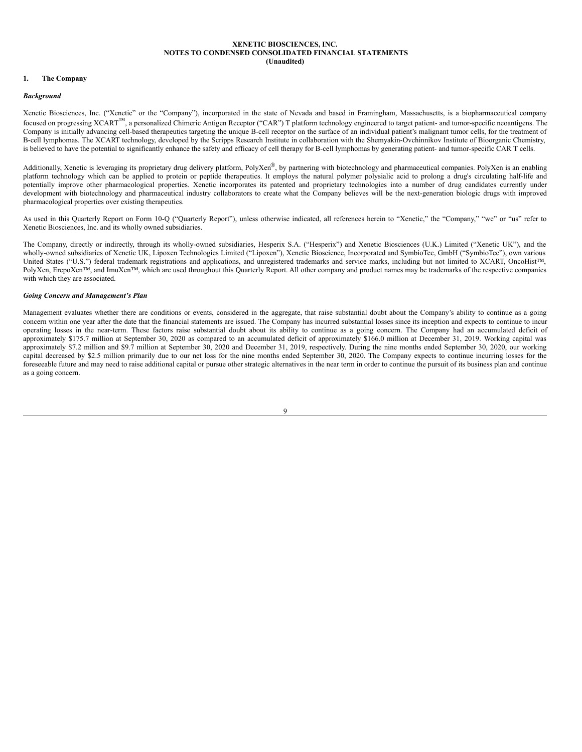**XENETIC BIOSCIENCES, INC.**
**NOTES TO CONDENSED CONSOLIDATED FINANCIAL STATEMENTS**
**(Unaudited)**

## 1. The Company

### *Background*

Xenetic Biosciences, Inc. ("Xenetic" or the "Company"), incorporated in the state of Nevada and based in Framingham, Massachusetts, is a biopharmaceutical company focused on progressing XCART™, a personalized Chimeric Antigen Receptor ("CAR") T platform technology engineered to target patient- and tumor-specific neoantigens. The Company is initially advancing cell-based therapeutics targeting the unique B-cell receptor on the surface of an individual patient's malignant tumor cells, for the treatment of B-cell lymphomas. The XCART technology, developed by the Scripps Research Institute in collaboration with the Shemyakin-Ovchinnikov Institute of Bioorganic Chemistry, is believed to have the potential to significantly enhance the safety and efficacy of cell therapy for B-cell lymphomas by generating patient- and tumor-specific CAR T cells.

Additionally, Xenetic is leveraging its proprietary drug delivery platform, PolyXen®, by partnering with biotechnology and pharmaceutical companies. PolyXen is an enabling platform technology which can be applied to protein or peptide therapeutics. It employs the natural polymer polysialic acid to prolong a drug's circulating half-life and potentially improve other pharmacological properties. Xenetic incorporates its patented and proprietary technologies into a number of drug candidates currently under development with biotechnology and pharmaceutical industry collaborators to create what the Company believes will be the next-generation biologic drugs with improved pharmacological properties over existing therapeutics.

As used in this Quarterly Report on Form 10-Q ("Quarterly Report"), unless otherwise indicated, all references herein to "Xenetic," the "Company," "we" or "us" refer to Xenetic Biosciences, Inc. and its wholly owned subsidiaries.

The Company, directly or indirectly, through its wholly-owned subsidiaries, Hesperix S.A. ("Hesperix") and Xenetic Biosciences (U.K.) Limited ("Xenetic UK"), and the wholly-owned subsidiaries of Xenetic UK, Lipoxen Technologies Limited ("Lipoxen"), Xenetic Bioscience, Incorporated and SymbioTec, GmbH ("SymbioTec"), own various United States ("U.S.") federal trademark registrations and applications, and unregistered trademarks and service marks, including but not limited to XCART, OncoHist™, PolyXen, ErepoXen™, and ImuXen™, which are used throughout this Quarterly Report. All other company and product names may be trademarks of the respective companies with which they are associated.

### *Going Concern and Management's Plan*

Management evaluates whether there are conditions or events, considered in the aggregate, that raise substantial doubt about the Company's ability to continue as a going concern within one year after the date that the financial statements are issued. The Company has incurred substantial losses since its inception and expects to continue to incur operating losses in the near-term. These factors raise substantial doubt about its ability to continue as a going concern. The Company had an accumulated deficit of approximately $175.7 million at September 30, 2020 as compared to an accumulated deficit of approximately $166.0 million at December 31, 2019. Working capital was approximately $7.2 million and $9.7 million at September 30, 2020 and December 31, 2019, respectively. During the nine months ended September 30, 2020, our working capital decreased by $2.5 million primarily due to our net loss for the nine months ended September 30, 2020. The Company expects to continue incurring losses for the foreseeable future and may need to raise additional capital or pursue other strategic alternatives in the near term in order to continue the pursuit of its business plan and continue as a going concern.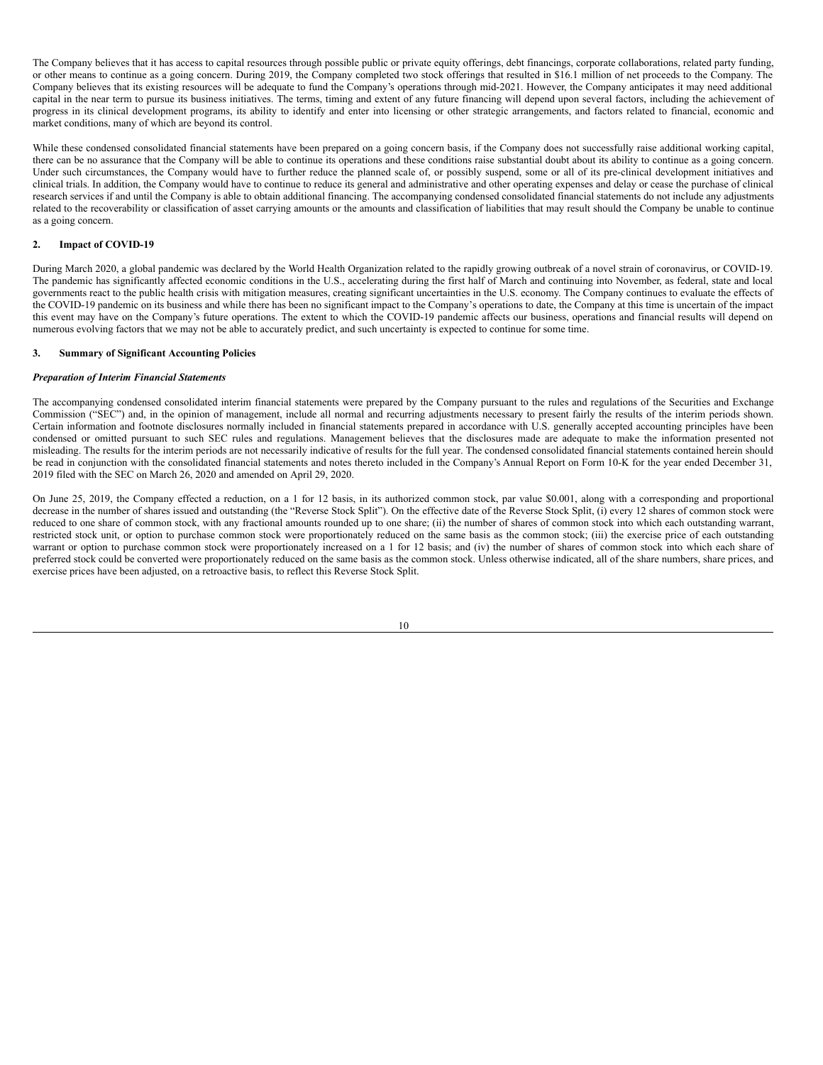The Company believes that it has access to capital resources through possible public or private equity offerings, debt financings, corporate collaborations, related party funding, or other means to continue as a going concern. During 2019, the Company completed two stock offerings that resulted in $16.1 million of net proceeds to the Company. The Company believes that its existing resources will be adequate to fund the Company's operations through mid-2021. However, the Company anticipates it may need additional capital in the near term to pursue its business initiatives. The terms, timing and extent of any future financing will depend upon several factors, including the achievement of progress in its clinical development programs, its ability to identify and enter into licensing or other strategic arrangements, and factors related to financial, economic and market conditions, many of which are beyond its control.

While these condensed consolidated financial statements have been prepared on a going concern basis, if the Company does not successfully raise additional working capital, there can be no assurance that the Company will be able to continue its operations and these conditions raise substantial doubt about its ability to continue as a going concern. Under such circumstances, the Company would have to further reduce the planned scale of, or possibly suspend, some or all of its pre-clinical development initiatives and clinical trials. In addition, the Company would have to continue to reduce its general and administrative and other operating expenses and delay or cease the purchase of clinical research services if and until the Company is able to obtain additional financing. The accompanying condensed consolidated financial statements do not include any adjustments related to the recoverability or classification of asset carrying amounts or the amounts and classification of liabilities that may result should the Company be unable to continue as a going concern.

## 2. Impact of COVID-19

During March 2020, a global pandemic was declared by the World Health Organization related to the rapidly growing outbreak of a novel strain of coronavirus, or COVID-19. The pandemic has significantly affected economic conditions in the U.S., accelerating during the first half of March and continuing into November, as federal, state and local governments react to the public health crisis with mitigation measures, creating significant uncertainties in the U.S. economy. The Company continues to evaluate the effects of the COVID-19 pandemic on its business and while there has been no significant impact to the Company's operations to date, the Company at this time is uncertain of the impact this event may have on the Company's future operations. The extent to which the COVID-19 pandemic affects our business, operations and financial results will depend on numerous evolving factors that we may not be able to accurately predict, and such uncertainty is expected to continue for some time.

## 3. Summary of Significant Accounting Policies

***Preparation of Interim Financial Statements***

The accompanying condensed consolidated interim financial statements were prepared by the Company pursuant to the rules and regulations of the Securities and Exchange Commission ("SEC") and, in the opinion of management, include all normal and recurring adjustments necessary to present fairly the results of the interim periods shown. Certain information and footnote disclosures normally included in financial statements prepared in accordance with U.S. generally accepted accounting principles have been condensed or omitted pursuant to such SEC rules and regulations. Management believes that the disclosures made are adequate to make the information presented not misleading. The results for the interim periods are not necessarily indicative of results for the full year. The condensed consolidated financial statements contained herein should be read in conjunction with the consolidated financial statements and notes thereto included in the Company's Annual Report on Form 10-K for the year ended December 31, 2019 filed with the SEC on March 26, 2020 and amended on April 29, 2020.

On June 25, 2019, the Company effected a reduction, on a 1 for 12 basis, in its authorized common stock, par value $0.001, along with a corresponding and proportional decrease in the number of shares issued and outstanding (the "Reverse Stock Split"). On the effective date of the Reverse Stock Split, (i) every 12 shares of common stock were reduced to one share of common stock, with any fractional amounts rounded up to one share; (ii) the number of shares of common stock into which each outstanding warrant, restricted stock unit, or option to purchase common stock were proportionately reduced on the same basis as the common stock; (iii) the exercise price of each outstanding warrant or option to purchase common stock were proportionately increased on a 1 for 12 basis; and (iv) the number of shares of common stock into which each share of preferred stock could be converted were proportionately reduced on the same basis as the common stock. Unless otherwise indicated, all of the share numbers, share prices, and exercise prices have been adjusted, on a retroactive basis, to reflect this Reverse Stock Split.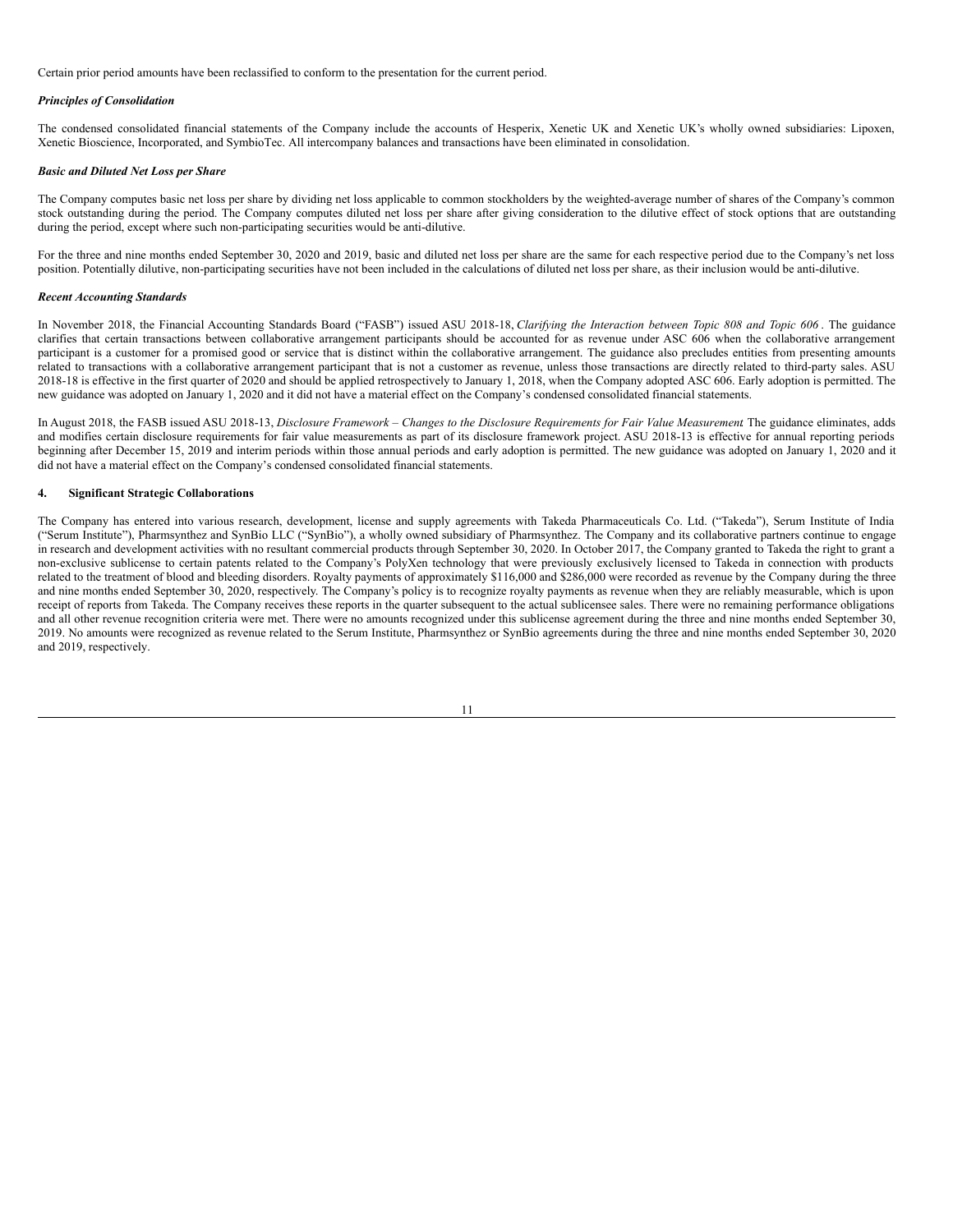Certain prior period amounts have been reclassified to conform to the presentation for the current period.

***Principles of Consolidation***

The condensed consolidated financial statements of the Company include the accounts of Hesperix, Xenetic UK and Xenetic UK's wholly owned subsidiaries: Lipoxen, Xenetic Bioscience, Incorporated, and SymbioTec. All intercompany balances and transactions have been eliminated in consolidation.

***Basic and Diluted Net Loss per Share***

The Company computes basic net loss per share by dividing net loss applicable to common stockholders by the weighted-average number of shares of the Company's common stock outstanding during the period. The Company computes diluted net loss per share after giving consideration to the dilutive effect of stock options that are outstanding during the period, except where such non-participating securities would be anti-dilutive.

For the three and nine months ended September 30, 2020 and 2019, basic and diluted net loss per share are the same for each respective period due to the Company's net loss position. Potentially dilutive, non-participating securities have not been included in the calculations of diluted net loss per share, as their inclusion would be anti-dilutive.

***Recent Accounting Standards***

In November 2018, the Financial Accounting Standards Board ("FASB") issued ASU 2018-18, *Clarifying the Interaction between Topic 808 and Topic 606*. The guidance clarifies that certain transactions between collaborative arrangement participants should be accounted for as revenue under ASC 606 when the collaborative arrangement participant is a customer for a promised good or service that is distinct within the collaborative arrangement. The guidance also precludes entities from presenting amounts related to transactions with a collaborative arrangement participant that is not a customer as revenue, unless those transactions are directly related to third-party sales. ASU 2018-18 is effective in the first quarter of 2020 and should be applied retrospectively to January 1, 2018, when the Company adopted ASC 606. Early adoption is permitted. The new guidance was adopted on January 1, 2020 and it did not have a material effect on the Company's condensed consolidated financial statements.

In August 2018, the FASB issued ASU 2018-13, *Disclosure Framework – Changes to the Disclosure Requirements for Fair Value Measurement* The guidance eliminates, adds and modifies certain disclosure requirements for fair value measurements as part of its disclosure framework project. ASU 2018-13 is effective for annual reporting periods beginning after December 15, 2019 and interim periods within those annual periods and early adoption is permitted. The new guidance was adopted on January 1, 2020 and it did not have a material effect on the Company's condensed consolidated financial statements.

## 4. Significant Strategic Collaborations

The Company has entered into various research, development, license and supply agreements with Takeda Pharmaceuticals Co. Ltd. ("Takeda"), Serum Institute of India ("Serum Institute"), Pharmsynthez and SynBio LLC ("SynBio"), a wholly owned subsidiary of Pharmsynthez. The Company and its collaborative partners continue to engage in research and development activities with no resultant commercial products through September 30, 2020. In October 2017, the Company granted to Takeda the right to grant a non-exclusive sublicense to certain patents related to the Company's PolyXen technology that were previously exclusively licensed to Takeda in connection with products related to the treatment of blood and bleeding disorders. Royalty payments of approximately $116,000 and $286,000 were recorded as revenue by the Company during the three and nine months ended September 30, 2020, respectively. The Company's policy is to recognize royalty payments as revenue when they are reliably measurable, which is upon receipt of reports from Takeda. The Company receives these reports in the quarter subsequent to the actual sublicensee sales. There were no remaining performance obligations and all other revenue recognition criteria were met. There were no amounts recognized under this sublicense agreement during the three and nine months ended September 30, 2019. No amounts were recognized as revenue related to the Serum Institute, Pharmsynthez or SynBio agreements during the three and nine months ended September 30, 2020 and 2019, respectively.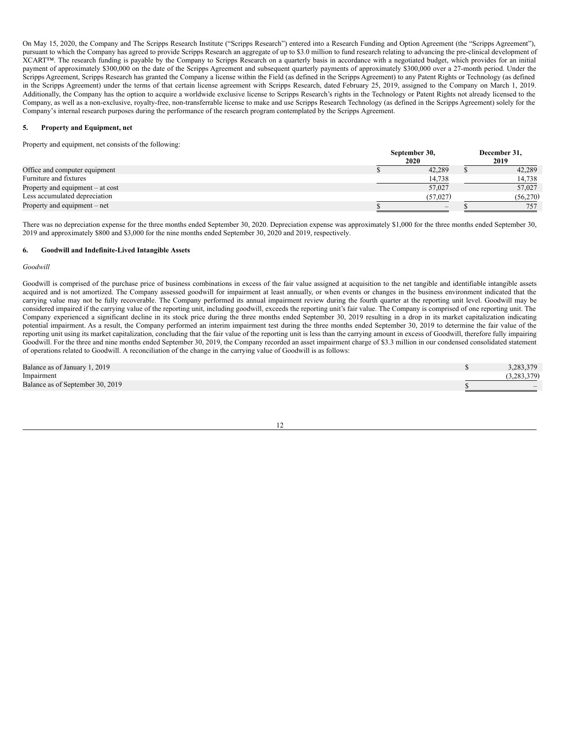On May 15, 2020, the Company and The Scripps Research Institute ("Scripps Research") entered into a Research Funding and Option Agreement (the "Scripps Agreement"), pursuant to which the Company has agreed to provide Scripps Research an aggregate of up to $3.0 million to fund research relating to advancing the pre-clinical development of XCART™. The research funding is payable by the Company to Scripps Research on a quarterly basis in accordance with a negotiated budget, which provides for an initial payment of approximately $300,000 on the date of the Scripps Agreement and subsequent quarterly payments of approximately $300,000 over a 27-month period. Under the Scripps Agreement, Scripps Research has granted the Company a license within the Field (as defined in the Scripps Agreement) to any Patent Rights or Technology (as defined in the Scripps Agreement) under the terms of that certain license agreement with Scripps Research, dated February 25, 2019, assigned to the Company on March 1, 2019. Additionally, the Company has the option to acquire a worldwide exclusive license to Scripps Research's rights in the Technology or Patent Rights not already licensed to the Company, as well as a non-exclusive, royalty-free, non-transferrable license to make and use Scripps Research Technology (as defined in the Scripps Agreement) solely for the Company's internal research purposes during the performance of the research program contemplated by the Scripps Agreement.

## 5. Property and Equipment, net

Property and equipment, net consists of the following:

| | September 30, 2020 | December 31, 2019 |
|---|---|---|
| Office and computer equipment | $ 42,289 | $ 42,289 |
| Furniture and fixtures | 14,738 | 14,738 |
| Property and equipment – at cost | 57,027 | 57,027 |
| Less accumulated depreciation | (57,027) | (56,270) |
| Property and equipment – net | $ – | $ 757 |

There was no depreciation expense for the three months ended September 30, 2020. Depreciation expense was approximately $1,000 for the three months ended September 30, 2019 and approximately $800 and $3,000 for the nine months ended September 30, 2020 and 2019, respectively.

## 6. Goodwill and Indefinite-Lived Intangible Assets

*Goodwill*

Goodwill is comprised of the purchase price of business combinations in excess of the fair value assigned at acquisition to the net tangible and identifiable intangible assets acquired and is not amortized. The Company assessed goodwill for impairment at least annually, or when events or changes in the business environment indicated that the carrying value may not be fully recoverable. The Company performed its annual impairment review during the fourth quarter at the reporting unit level. Goodwill may be considered impaired if the carrying value of the reporting unit, including goodwill, exceeds the reporting unit's fair value. The Company is comprised of one reporting unit. The Company experienced a significant decline in its stock price during the three months ended September 30, 2019 resulting in a drop in its market capitalization indicating potential impairment. As a result, the Company performed an interim impairment test during the three months ended September 30, 2019 to determine the fair value of the reporting unit using its market capitalization, concluding that the fair value of the reporting unit is less than the carrying amount in excess of Goodwill, therefore fully impairing Goodwill. For the three and nine months ended September 30, 2019, the Company recorded an asset impairment charge of $3.3 million in our condensed consolidated statement of operations related to Goodwill. A reconciliation of the change in the carrying value of Goodwill is as follows:

| | |
|---|---|
| Balance as of January 1, 2019 | $ 3,283,379 |
| Impairment | (3,283,379) |
| Balance as of September 30, 2019 | $ – |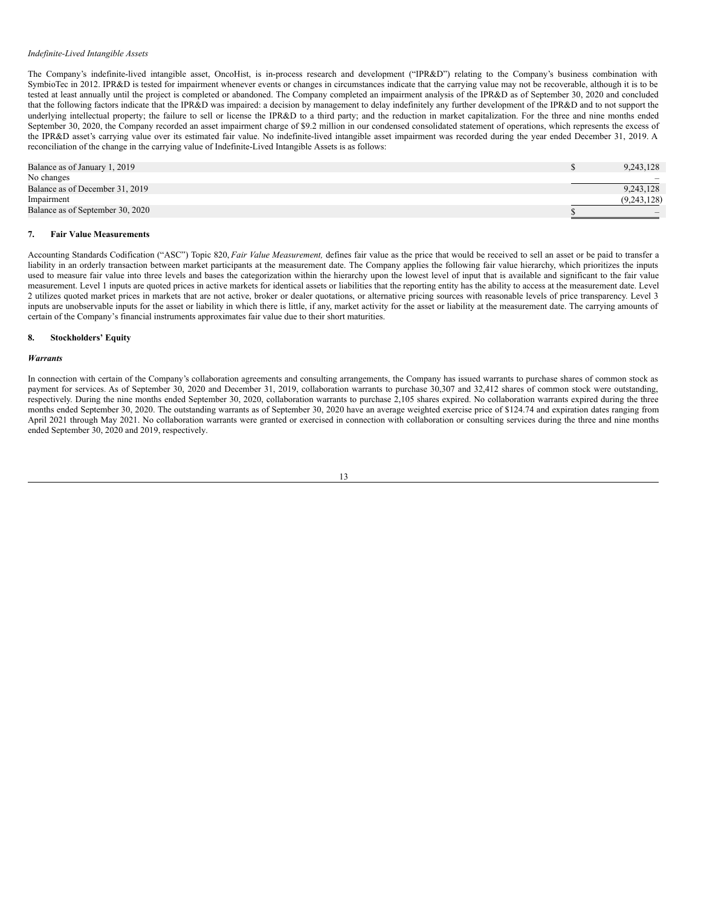*Indefinite-Lived Intangible Assets*

The Company's indefinite-lived intangible asset, OncoHist, is in-process research and development ("IPR&D") relating to the Company's business combination with SymbioTec in 2012. IPR&D is tested for impairment whenever events or changes in circumstances indicate that the carrying value may not be recoverable, although it is to be tested at least annually until the project is completed or abandoned. The Company completed an impairment analysis of the IPR&D as of September 30, 2020 and concluded that the following factors indicate that the IPR&D was impaired: a decision by management to delay indefinitely any further development of the IPR&D and to not support the underlying intellectual property; the failure to sell or license the IPR&D to a third party; and the reduction in market capitalization. For the three and nine months ended September 30, 2020, the Company recorded an asset impairment charge of $9.2 million in our condensed consolidated statement of operations, which represents the excess of the IPR&D asset's carrying value over its estimated fair value. No indefinite-lived intangible asset impairment was recorded during the year ended December 31, 2019. A reconciliation of the change in the carrying value of Indefinite-Lived Intangible Assets is as follows:

| | |
|---|---|
| Balance as of January 1, 2019 | $ 9,243,128 |
| No changes | – |
| Balance as of December 31, 2019 | 9,243,128 |
| Impairment | (9,243,128) |
| Balance as of September 30, 2020 | $ – |

## 7. Fair Value Measurements

Accounting Standards Codification ("ASC") Topic 820, *Fair Value Measurement,* defines fair value as the price that would be received to sell an asset or be paid to transfer a liability in an orderly transaction between market participants at the measurement date. The Company applies the following fair value hierarchy, which prioritizes the inputs used to measure fair value into three levels and bases the categorization within the hierarchy upon the lowest level of input that is available and significant to the fair value measurement. Level 1 inputs are quoted prices in active markets for identical assets or liabilities that the reporting entity has the ability to access at the measurement date. Level 2 utilizes quoted market prices in markets that are not active, broker or dealer quotations, or alternative pricing sources with reasonable levels of price transparency. Level 3 inputs are unobservable inputs for the asset or liability in which there is little, if any, market activity for the asset or liability at the measurement date. The carrying amounts of certain of the Company's financial instruments approximates fair value due to their short maturities.

## 8. Stockholders' Equity

***Warrants***

In connection with certain of the Company's collaboration agreements and consulting arrangements, the Company has issued warrants to purchase shares of common stock as payment for services. As of September 30, 2020 and December 31, 2019, collaboration warrants to purchase 30,307 and 32,412 shares of common stock were outstanding, respectively. During the nine months ended September 30, 2020, collaboration warrants to purchase 2,105 shares expired. No collaboration warrants expired during the three months ended September 30, 2020. The outstanding warrants as of September 30, 2020 have an average weighted exercise price of $124.74 and expiration dates ranging from April 2021 through May 2021. No collaboration warrants were granted or exercised in connection with collaboration or consulting services during the three and nine months ended September 30, 2020 and 2019, respectively.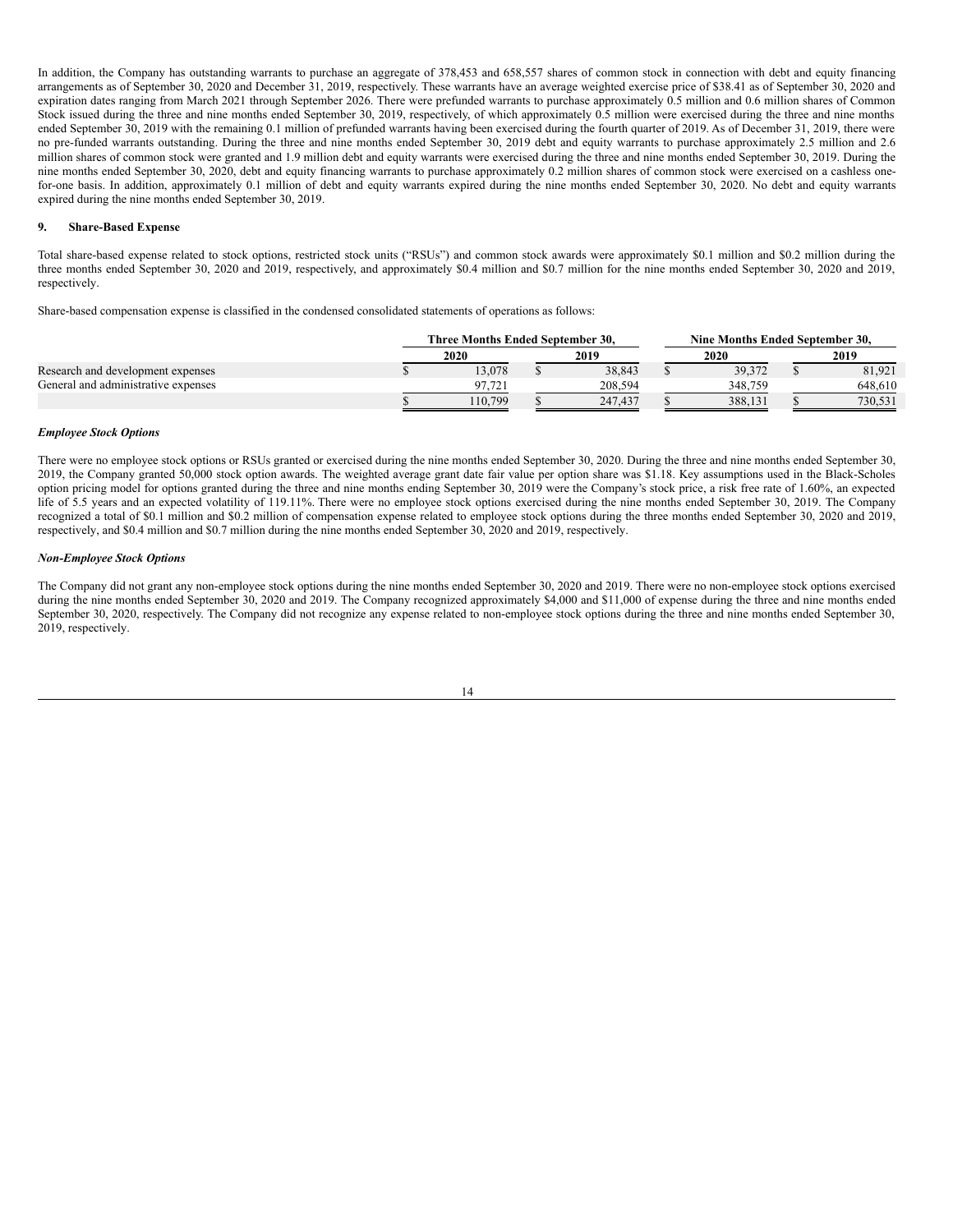In addition, the Company has outstanding warrants to purchase an aggregate of 378,453 and 658,557 shares of common stock in connection with debt and equity financing arrangements as of September 30, 2020 and December 31, 2019, respectively. These warrants have an average weighted exercise price of $38.41 as of September 30, 2020 and expiration dates ranging from March 2021 through September 2026. There were prefunded warrants to purchase approximately 0.5 million and 0.6 million shares of Common Stock issued during the three and nine months ended September 30, 2019, respectively, of which approximately 0.5 million were exercised during the three and nine months ended September 30, 2019 with the remaining 0.1 million of prefunded warrants having been exercised during the fourth quarter of 2019. As of December 31, 2019, there were no pre-funded warrants outstanding. During the three and nine months ended September 30, 2019 debt and equity warrants to purchase approximately 2.5 million and 2.6 million shares of common stock were granted and 1.9 million debt and equity warrants were exercised during the three and nine months ended September 30, 2019. During the nine months ended September 30, 2020, debt and equity financing warrants to purchase approximately 0.2 million shares of common stock were exercised on a cashless one-for-one basis. In addition, approximately 0.1 million of debt and equity warrants expired during the nine months ended September 30, 2020. No debt and equity warrants expired during the nine months ended September 30, 2019.

## 9. Share-Based Expense

Total share-based expense related to stock options, restricted stock units ("RSUs") and common stock awards were approximately $0.1 million and $0.2 million during the three months ended September 30, 2020 and 2019, respectively, and approximately $0.4 million and $0.7 million for the nine months ended September 30, 2020 and 2019, respectively.

Share-based compensation expense is classified in the condensed consolidated statements of operations as follows:

| | Three Months Ended September 30, | | Nine Months Ended September 30, | |
|---|---|---|---|---|
| | 2020 | 2019 | 2020 | 2019 |
| Research and development expenses | $ 13,078 | $ 38,843 | $ 39,372 | $ 81,921 |
| General and administrative expenses | 97,721 | 208,594 | 348,759 | 648,610 |
| | $ 110,799 | $ 247,437 | $ 388,131 | $ 730,531 |

### *Employee Stock Options*

There were no employee stock options or RSUs granted or exercised during the nine months ended September 30, 2020. During the three and nine months ended September 30, 2019, the Company granted 50,000 stock option awards. The weighted average grant date fair value per option share was $1.18. Key assumptions used in the Black-Scholes option pricing model for options granted during the three and nine months ending September 30, 2019 were the Company's stock price, a risk free rate of 1.60%, an expected life of 5.5 years and an expected volatility of 119.11%. There were no employee stock options exercised during the nine months ended September 30, 2019. The Company recognized a total of $0.1 million and $0.2 million of compensation expense related to employee stock options during the three months ended September 30, 2020 and 2019, respectively, and $0.4 million and $0.7 million during the nine months ended September 30, 2020 and 2019, respectively.

### *Non-Employee Stock Options*

The Company did not grant any non-employee stock options during the nine months ended September 30, 2020 and 2019. There were no non-employee stock options exercised during the nine months ended September 30, 2020 and 2019. The Company recognized approximately $4,000 and $11,000 of expense during the three and nine months ended September 30, 2020, respectively. The Company did not recognize any expense related to non-employee stock options during the three and nine months ended September 30, 2019, respectively.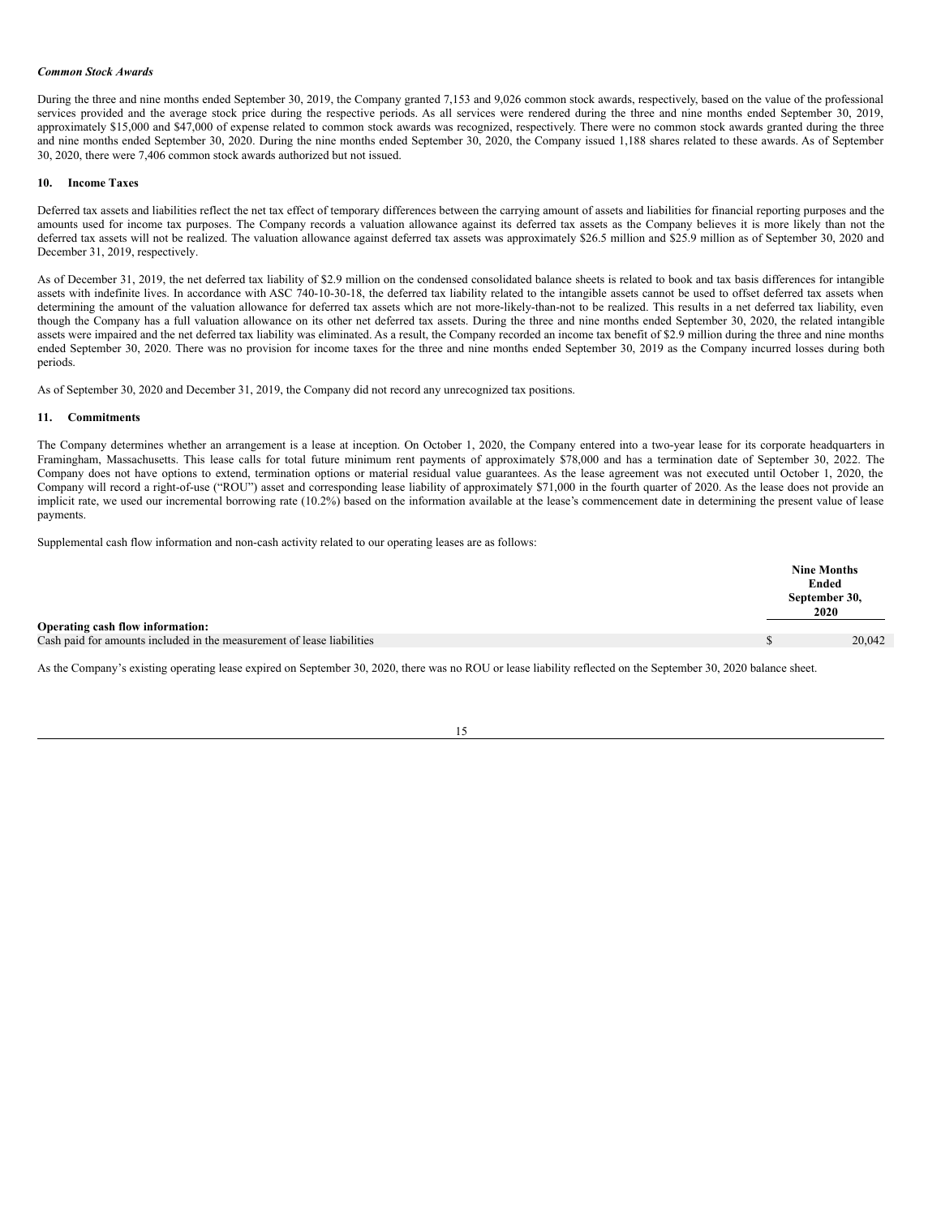***Common Stock Awards***

During the three and nine months ended September 30, 2019, the Company granted 7,153 and 9,026 common stock awards, respectively, based on the value of the professional services provided and the average stock price during the respective periods. As all services were rendered during the three and nine months ended September 30, 2019, approximately $15,000 and $47,000 of expense related to common stock awards was recognized, respectively. There were no common stock awards granted during the three and nine months ended September 30, 2020. During the nine months ended September 30, 2020, the Company issued 1,188 shares related to these awards. As of September 30, 2020, there were 7,406 common stock awards authorized but not issued.

## 10. Income Taxes

Deferred tax assets and liabilities reflect the net tax effect of temporary differences between the carrying amount of assets and liabilities for financial reporting purposes and the amounts used for income tax purposes. The Company records a valuation allowance against its deferred tax assets as the Company believes it is more likely than not the deferred tax assets will not be realized. The valuation allowance against deferred tax assets was approximately $26.5 million and $25.9 million as of September 30, 2020 and December 31, 2019, respectively.

As of December 31, 2019, the net deferred tax liability of $2.9 million on the condensed consolidated balance sheets is related to book and tax basis differences for intangible assets with indefinite lives. In accordance with ASC 740-10-30-18, the deferred tax liability related to the intangible assets cannot be used to offset deferred tax assets when determining the amount of the valuation allowance for deferred tax assets which are not more-likely-than-not to be realized. This results in a net deferred tax liability, even though the Company has a full valuation allowance on its other net deferred tax assets. During the three and nine months ended September 30, 2020, the related intangible assets were impaired and the net deferred tax liability was eliminated. As a result, the Company recorded an income tax benefit of $2.9 million during the three and nine months ended September 30, 2020. There was no provision for income taxes for the three and nine months ended September 30, 2019 as the Company incurred losses during both periods.

As of September 30, 2020 and December 31, 2019, the Company did not record any unrecognized tax positions.

## 11. Commitments

The Company determines whether an arrangement is a lease at inception. On October 1, 2020, the Company entered into a two-year lease for its corporate headquarters in Framingham, Massachusetts. This lease calls for total future minimum rent payments of approximately $78,000 and has a termination date of September 30, 2022. The Company does not have options to extend, termination options or material residual value guarantees. As the lease agreement was not executed until October 1, 2020, the Company will record a right-of-use ("ROU") asset and corresponding lease liability of approximately $71,000 in the fourth quarter of 2020. As the lease does not provide an implicit rate, we used our incremental borrowing rate (10.2%) based on the information available at the lease's commencement date in determining the present value of lease payments.

Supplemental cash flow information and non-cash activity related to our operating leases are as follows:

| | Nine Months Ended September 30, 2020 |
|---|---|
| **Operating cash flow information:** | |
| Cash paid for amounts included in the measurement of lease liabilities | $ 20,042 |

As the Company's existing operating lease expired on September 30, 2020, there was no ROU or lease liability reflected on the September 30, 2020 balance sheet.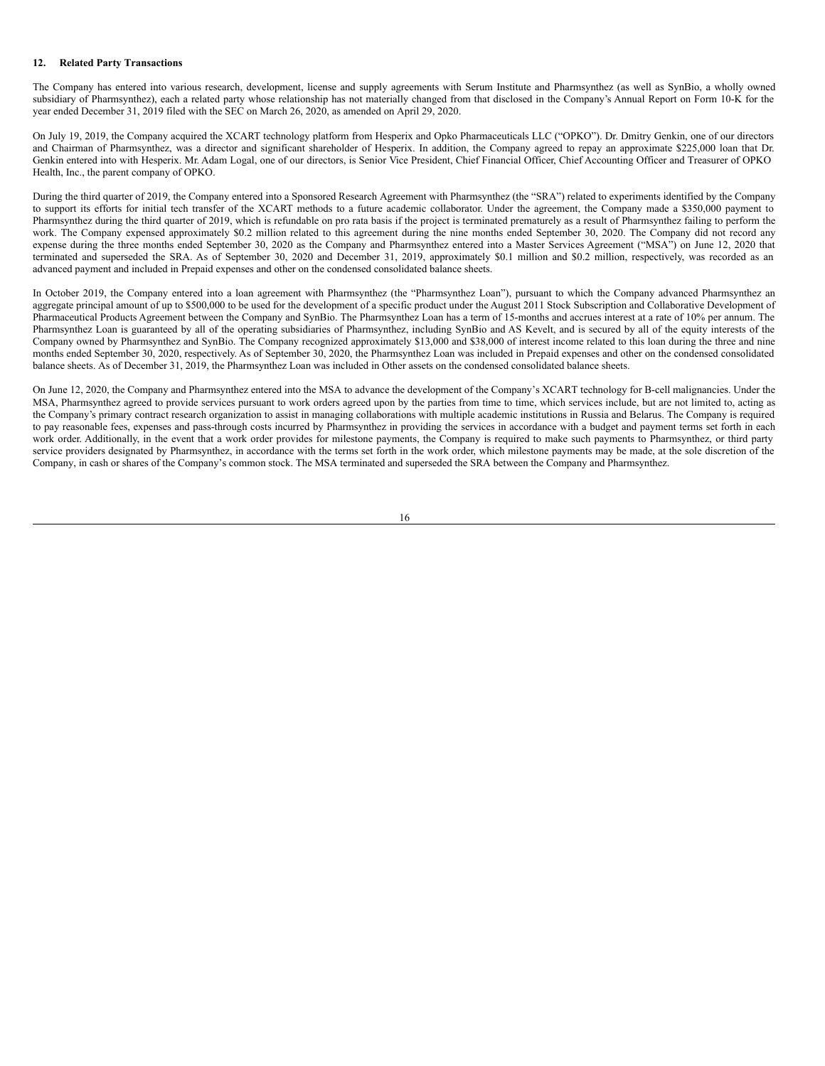## 12. Related Party Transactions

The Company has entered into various research, development, license and supply agreements with Serum Institute and Pharmsynthez (as well as SynBio, a wholly owned subsidiary of Pharmsynthez), each a related party whose relationship has not materially changed from that disclosed in the Company's Annual Report on Form 10-K for the year ended December 31, 2019 filed with the SEC on March 26, 2020, as amended on April 29, 2020.

On July 19, 2019, the Company acquired the XCART technology platform from Hesperix and Opko Pharmaceuticals LLC ("OPKO"). Dr. Dmitry Genkin, one of our directors and Chairman of Pharmsynthez, was a director and significant shareholder of Hesperix. In addition, the Company agreed to repay an approximate $225,000 loan that Dr. Genkin entered into with Hesperix. Mr. Adam Logal, one of our directors, is Senior Vice President, Chief Financial Officer, Chief Accounting Officer and Treasurer of OPKO Health, Inc., the parent company of OPKO.

During the third quarter of 2019, the Company entered into a Sponsored Research Agreement with Pharmsynthez (the "SRA") related to experiments identified by the Company to support its efforts for initial tech transfer of the XCART methods to a future academic collaborator. Under the agreement, the Company made a $350,000 payment to Pharmsynthez during the third quarter of 2019, which is refundable on pro rata basis if the project is terminated prematurely as a result of Pharmsynthez failing to perform the work. The Company expensed approximately $0.2 million related to this agreement during the nine months ended September 30, 2020. The Company did not record any expense during the three months ended September 30, 2020 as the Company and Pharmsynthez entered into a Master Services Agreement ("MSA") on June 12, 2020 that terminated and superseded the SRA. As of September 30, 2020 and December 31, 2019, approximately $0.1 million and $0.2 million, respectively, was recorded as an advanced payment and included in Prepaid expenses and other on the condensed consolidated balance sheets.

In October 2019, the Company entered into a loan agreement with Pharmsynthez (the "Pharmsynthez Loan"), pursuant to which the Company advanced Pharmsynthez an aggregate principal amount of up to $500,000 to be used for the development of a specific product under the August 2011 Stock Subscription and Collaborative Development of Pharmaceutical Products Agreement between the Company and SynBio. The Pharmsynthez Loan has a term of 15-months and accrues interest at a rate of 10% per annum. The Pharmsynthez Loan is guaranteed by all of the operating subsidiaries of Pharmsynthez, including SynBio and AS Kevelt, and is secured by all of the equity interests of the Company owned by Pharmsynthez and SynBio. The Company recognized approximately $13,000 and $38,000 of interest income related to this loan during the three and nine months ended September 30, 2020, respectively. As of September 30, 2020, the Pharmsynthez Loan was included in Prepaid expenses and other on the condensed consolidated balance sheets. As of December 31, 2019, the Pharmsynthez Loan was included in Other assets on the condensed consolidated balance sheets.

On June 12, 2020, the Company and Pharmsynthez entered into the MSA to advance the development of the Company's XCART technology for B-cell malignancies. Under the MSA, Pharmsynthez agreed to provide services pursuant to work orders agreed upon by the parties from time to time, which services include, but are not limited to, acting as the Company's primary contract research organization to assist in managing collaborations with multiple academic institutions in Russia and Belarus. The Company is required to pay reasonable fees, expenses and pass-through costs incurred by Pharmsynthez in providing the services in accordance with a budget and payment terms set forth in each work order. Additionally, in the event that a work order provides for milestone payments, the Company is required to make such payments to Pharmsynthez, or third party service providers designated by Pharmsynthez, in accordance with the terms set forth in the work order, which milestone payments may be made, at the sole discretion of the Company, in cash or shares of the Company's common stock. The MSA terminated and superseded the SRA between the Company and Pharmsynthez.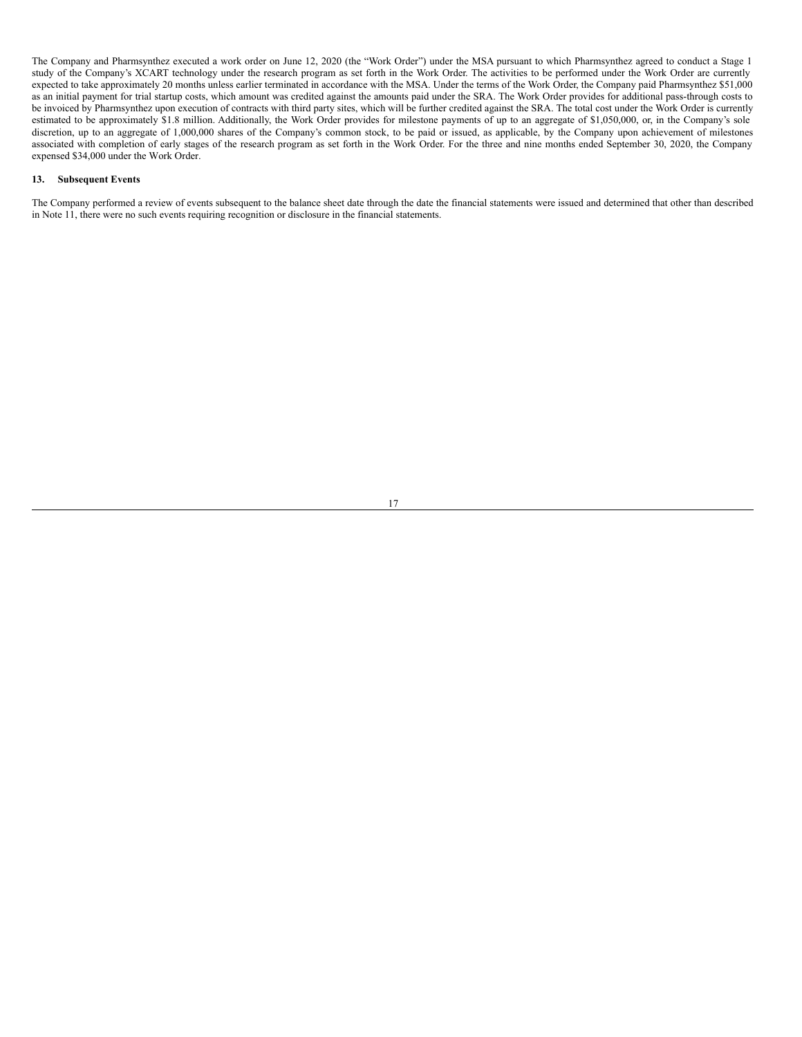The Company and Pharmsynthez executed a work order on June 12, 2020 (the "Work Order") under the MSA pursuant to which Pharmsynthez agreed to conduct a Stage 1 study of the Company's XCART technology under the research program as set forth in the Work Order. The activities to be performed under the Work Order are currently expected to take approximately 20 months unless earlier terminated in accordance with the MSA. Under the terms of the Work Order, the Company paid Pharmsynthez $51,000 as an initial payment for trial startup costs, which amount was credited against the amounts paid under the SRA. The Work Order provides for additional pass-through costs to be invoiced by Pharmsynthez upon execution of contracts with third party sites, which will be further credited against the SRA. The total cost under the Work Order is currently estimated to be approximately $1.8 million. Additionally, the Work Order provides for milestone payments of up to an aggregate of $1,050,000, or, in the Company's sole discretion, up to an aggregate of 1,000,000 shares of the Company's common stock, to be paid or issued, as applicable, by the Company upon achievement of milestones associated with completion of early stages of the research program as set forth in the Work Order. For the three and nine months ended September 30, 2020, the Company expensed $34,000 under the Work Order.

## 13. Subsequent Events

The Company performed a review of events subsequent to the balance sheet date through the date the financial statements were issued and determined that other than described in Note 11, there were no such events requiring recognition or disclosure in the financial statements.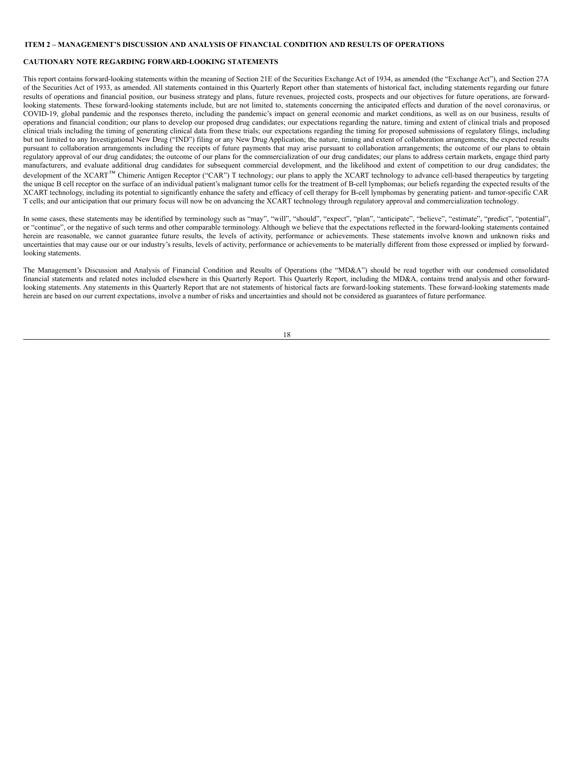## ITEM 2 – MANAGEMENT'S DISCUSSION AND ANALYSIS OF FINANCIAL CONDITION AND RESULTS OF OPERATIONS

### CAUTIONARY NOTE REGARDING FORWARD-LOOKING STATEMENTS

This report contains forward-looking statements within the meaning of Section 21E of the Securities Exchange Act of 1934, as amended (the "Exchange Act"), and Section 27A of the Securities Act of 1933, as amended. All statements contained in this Quarterly Report other than statements of historical fact, including statements regarding our future results of operations and financial position, our business strategy and plans, future revenues, projected costs, prospects and our objectives for future operations, are forward-looking statements. These forward-looking statements include, but are not limited to, statements concerning the anticipated effects and duration of the novel coronavirus, or COVID-19, global pandemic and the responses thereto, including the pandemic's impact on general economic and market conditions, as well as on our business, results of operations and financial condition; our plans to develop our proposed drug candidates; our expectations regarding the nature, timing and extent of clinical trials and proposed clinical trials including the timing of generating clinical data from these trials; our expectations regarding the timing for proposed submissions of regulatory filings, including but not limited to any Investigational New Drug ("IND") filing or any New Drug Application; the nature, timing and extent of collaboration arrangements; the expected results pursuant to collaboration arrangements including the receipts of future payments that may arise pursuant to collaboration arrangements; the outcome of our plans to obtain regulatory approval of our drug candidates; the outcome of our plans for the commercialization of our drug candidates; our plans to address certain markets, engage third party manufacturers, and evaluate additional drug candidates for subsequent commercial development, and the likelihood and extent of competition to our drug candidates; the development of the XCART™ Chimeric Antigen Receptor ("CAR") T technology; our plans to apply the XCART technology to advance cell-based therapeutics by targeting the unique B cell receptor on the surface of an individual patient's malignant tumor cells for the treatment of B-cell lymphomas; our beliefs regarding the expected results of the XCART technology, including its potential to significantly enhance the safety and efficacy of cell therapy for B-cell lymphomas by generating patient- and tumor-specific CAR T cells; and our anticipation that our primary focus will now be on advancing the XCART technology through regulatory approval and commercialization technology.

In some cases, these statements may be identified by terminology such as "may", "will", "should", "expect", "plan", "anticipate", "believe", "estimate", "predict", "potential", or "continue", or the negative of such terms and other comparable terminology. Although we believe that the expectations reflected in the forward-looking statements contained herein are reasonable, we cannot guarantee future results, the levels of activity, performance or achievements. These statements involve known and unknown risks and uncertainties that may cause our or our industry's results, levels of activity, performance or achievements to be materially different from those expressed or implied by forward-looking statements.

The Management's Discussion and Analysis of Financial Condition and Results of Operations (the "MD&A") should be read together with our condensed consolidated financial statements and related notes included elsewhere in this Quarterly Report. This Quarterly Report, including the MD&A, contains trend analysis and other forward-looking statements. Any statements in this Quarterly Report that are not statements of historical facts are forward-looking statements. These forward-looking statements made herein are based on our current expectations, involve a number of risks and uncertainties and should not be considered as guarantees of future performance.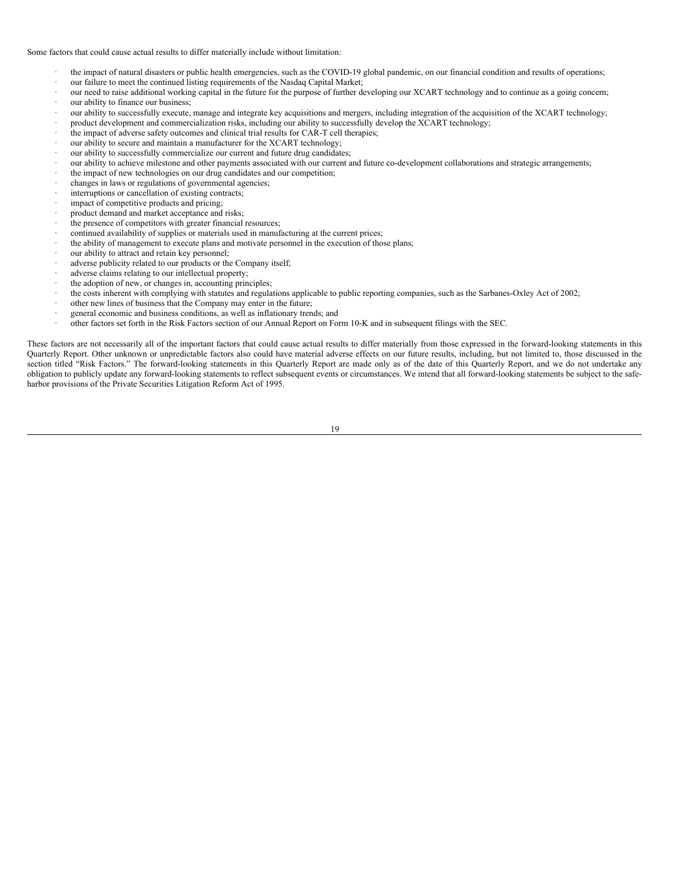Some factors that could cause actual results to differ materially include without limitation:

- the impact of natural disasters or public health emergencies, such as the COVID-19 global pandemic, on our financial condition and results of operations;
- our failure to meet the continued listing requirements of the Nasdaq Capital Market;
- our need to raise additional working capital in the future for the purpose of further developing our XCART technology and to continue as a going concern;
- our ability to finance our business;
- our ability to successfully execute, manage and integrate key acquisitions and mergers, including integration of the acquisition of the XCART technology;
- product development and commercialization risks, including our ability to successfully develop the XCART technology;
- the impact of adverse safety outcomes and clinical trial results for CAR-T cell therapies;
- our ability to secure and maintain a manufacturer for the XCART technology;
- our ability to successfully commercialize our current and future drug candidates;
- our ability to achieve milestone and other payments associated with our current and future co-development collaborations and strategic arrangements;
- the impact of new technologies on our drug candidates and our competition;
- changes in laws or regulations of governmental agencies;
- interruptions or cancellation of existing contracts;
- impact of competitive products and pricing;
- product demand and market acceptance and risks;
- the presence of competitors with greater financial resources;
- continued availability of supplies or materials used in manufacturing at the current prices;
- the ability of management to execute plans and motivate personnel in the execution of those plans;
- our ability to attract and retain key personnel;
- adverse publicity related to our products or the Company itself;
- adverse claims relating to our intellectual property;
- the adoption of new, or changes in, accounting principles;
- the costs inherent with complying with statutes and regulations applicable to public reporting companies, such as the Sarbanes-Oxley Act of 2002;
- other new lines of business that the Company may enter in the future;
- general economic and business conditions, as well as inflationary trends; and
- other factors set forth in the Risk Factors section of our Annual Report on Form 10-K and in subsequent filings with the SEC.

These factors are not necessarily all of the important factors that could cause actual results to differ materially from those expressed in the forward-looking statements in this Quarterly Report. Other unknown or unpredictable factors also could have material adverse effects on our future results, including, but not limited to, those discussed in the section titled "Risk Factors." The forward-looking statements in this Quarterly Report are made only as of the date of this Quarterly Report, and we do not undertake any obligation to publicly update any forward-looking statements to reflect subsequent events or circumstances. We intend that all forward-looking statements be subject to the safe-harbor provisions of the Private Securities Litigation Reform Act of 1995.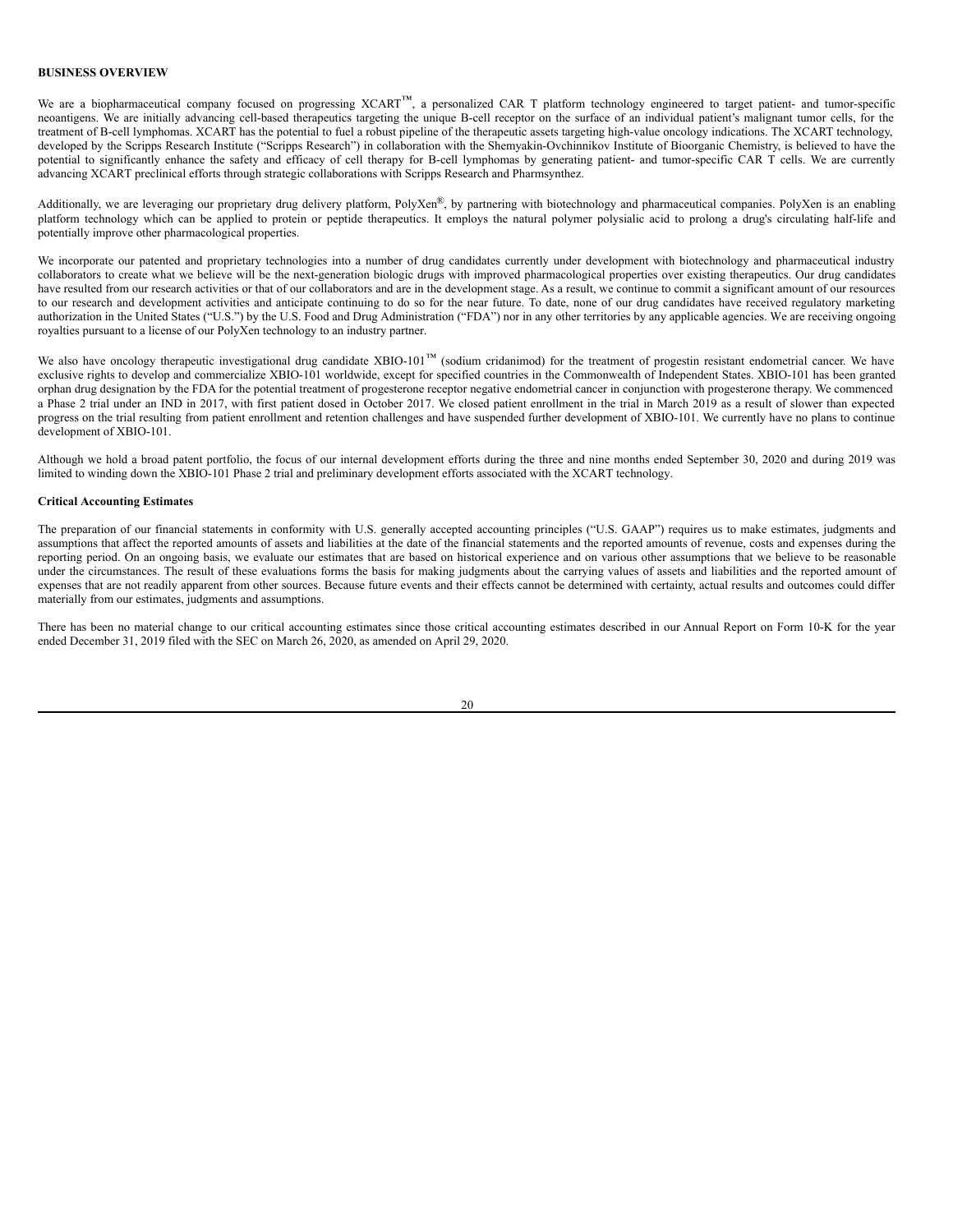**BUSINESS OVERVIEW**

We are a biopharmaceutical company focused on progressing XCART™, a personalized CAR T platform technology engineered to target patient- and tumor-specific neoantigens. We are initially advancing cell-based therapeutics targeting the unique B-cell receptor on the surface of an individual patient's malignant tumor cells, for the treatment of B-cell lymphomas. XCART has the potential to fuel a robust pipeline of the therapeutic assets targeting high-value oncology indications. The XCART technology, developed by the Scripps Research Institute ("Scripps Research") in collaboration with the Shemyakin-Ovchinnikov Institute of Bioorganic Chemistry, is believed to have the potential to significantly enhance the safety and efficacy of cell therapy for B-cell lymphomas by generating patient- and tumor-specific CAR T cells. We are currently advancing XCART preclinical efforts through strategic collaborations with Scripps Research and Pharmsynthez.

Additionally, we are leveraging our proprietary drug delivery platform, PolyXen®, by partnering with biotechnology and pharmaceutical companies. PolyXen is an enabling platform technology which can be applied to protein or peptide therapeutics. It employs the natural polymer polysialic acid to prolong a drug's circulating half-life and potentially improve other pharmacological properties.

We incorporate our patented and proprietary technologies into a number of drug candidates currently under development with biotechnology and pharmaceutical industry collaborators to create what we believe will be the next-generation biologic drugs with improved pharmacological properties over existing therapeutics. Our drug candidates have resulted from our research activities or that of our collaborators and are in the development stage. As a result, we continue to commit a significant amount of our resources to our research and development activities and anticipate continuing to do so for the near future. To date, none of our drug candidates have received regulatory marketing authorization in the United States ("U.S.") by the U.S. Food and Drug Administration ("FDA") nor in any other territories by any applicable agencies. We are receiving ongoing royalties pursuant to a license of our PolyXen technology to an industry partner.

We also have oncology therapeutic investigational drug candidate XBIO-101™ (sodium cridanimod) for the treatment of progestin resistant endometrial cancer. We have exclusive rights to develop and commercialize XBIO-101 worldwide, except for specified countries in the Commonwealth of Independent States. XBIO-101 has been granted orphan drug designation by the FDA for the potential treatment of progesterone receptor negative endometrial cancer in conjunction with progesterone therapy. We commenced a Phase 2 trial under an IND in 2017, with first patient dosed in October 2017. We closed patient enrollment in the trial in March 2019 as a result of slower than expected progress on the trial resulting from patient enrollment and retention challenges and have suspended further development of XBIO-101. We currently have no plans to continue development of XBIO-101.

Although we hold a broad patent portfolio, the focus of our internal development efforts during the three and nine months ended September 30, 2020 and during 2019 was limited to winding down the XBIO-101 Phase 2 trial and preliminary development efforts associated with the XCART technology.

**Critical Accounting Estimates**

The preparation of our financial statements in conformity with U.S. generally accepted accounting principles ("U.S. GAAP") requires us to make estimates, judgments and assumptions that affect the reported amounts of assets and liabilities at the date of the financial statements and the reported amounts of revenue, costs and expenses during the reporting period. On an ongoing basis, we evaluate our estimates that are based on historical experience and on various other assumptions that we believe to be reasonable under the circumstances. The result of these evaluations forms the basis for making judgments about the carrying values of assets and liabilities and the reported amount of expenses that are not readily apparent from other sources. Because future events and their effects cannot be determined with certainty, actual results and outcomes could differ materially from our estimates, judgments and assumptions.

There has been no material change to our critical accounting estimates since those critical accounting estimates described in our Annual Report on Form 10-K for the year ended December 31, 2019 filed with the SEC on March 26, 2020, as amended on April 29, 2020.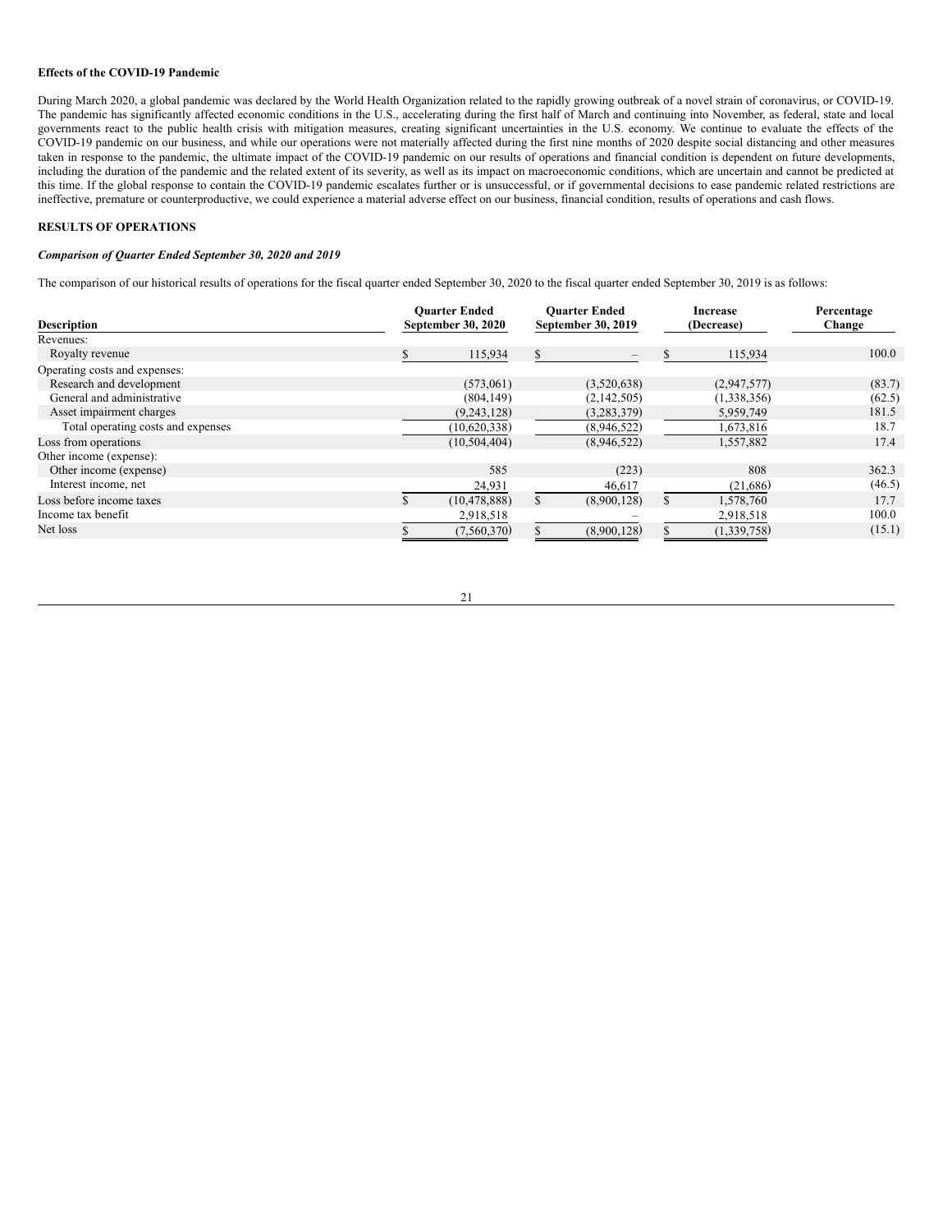**Effects of the COVID-19 Pandemic**

During March 2020, a global pandemic was declared by the World Health Organization related to the rapidly growing outbreak of a novel strain of coronavirus, or COVID-19. The pandemic has significantly affected economic conditions in the U.S., accelerating during the first half of March and continuing into November, as federal, state and local governments react to the public health crisis with mitigation measures, creating significant uncertainties in the U.S. economy. We continue to evaluate the effects of the COVID-19 pandemic on our business, and while our operations were not materially affected during the first nine months of 2020 despite social distancing and other measures taken in response to the pandemic, the ultimate impact of the COVID-19 pandemic on our results of operations and financial condition is dependent on future developments, including the duration of the pandemic and the related extent of its severity, as well as its impact on macroeconomic conditions, which are uncertain and cannot be predicted at this time. If the global response to contain the COVID-19 pandemic escalates further or is unsuccessful, or if governmental decisions to ease pandemic related restrictions are ineffective, premature or counterproductive, we could experience a material adverse effect on our business, financial condition, results of operations and cash flows.

**RESULTS OF OPERATIONS**

***Comparison of Quarter Ended September 30, 2020 and 2019***

The comparison of our historical results of operations for the fiscal quarter ended September 30, 2020 to the fiscal quarter ended September 30, 2019 is as follows:

| Description | Quarter Ended September 30, 2020 | Quarter Ended September 30, 2019 | Increase (Decrease) | Percentage Change |
|---|---|---|---|---|
| Revenues: | | | | |
| Royalty revenue | $ 115,934 | $ – | $ 115,934 | 100.0 |
| Operating costs and expenses: | | | | |
| Research and development | (573,061) | (3,520,638) | (2,947,577) | (83.7) |
| General and administrative | (804,149) | (2,142,505) | (1,338,356) | (62.5) |
| Asset impairment charges | (9,243,128) | (3,283,379) | 5,959,749 | 181.5 |
| Total operating costs and expenses | (10,620,338) | (8,946,522) | 1,673,816 | 18.7 |
| Loss from operations | (10,504,404) | (8,946,522) | 1,557,882 | 17.4 |
| Other income (expense): | | | | |
| Other income (expense) | 585 | (223) | 808 | 362.3 |
| Interest income, net | 24,931 | 46,617 | (21,686) | (46.5) |
| Loss before income taxes | $ (10,478,888) | $ (8,900,128) | $ 1,578,760 | 17.7 |
| Income tax benefit | 2,918,518 | – | 2,918,518 | 100.0 |
| Net loss | $ (7,560,370) | $ (8,900,128) | $ (1,339,758) | (15.1) |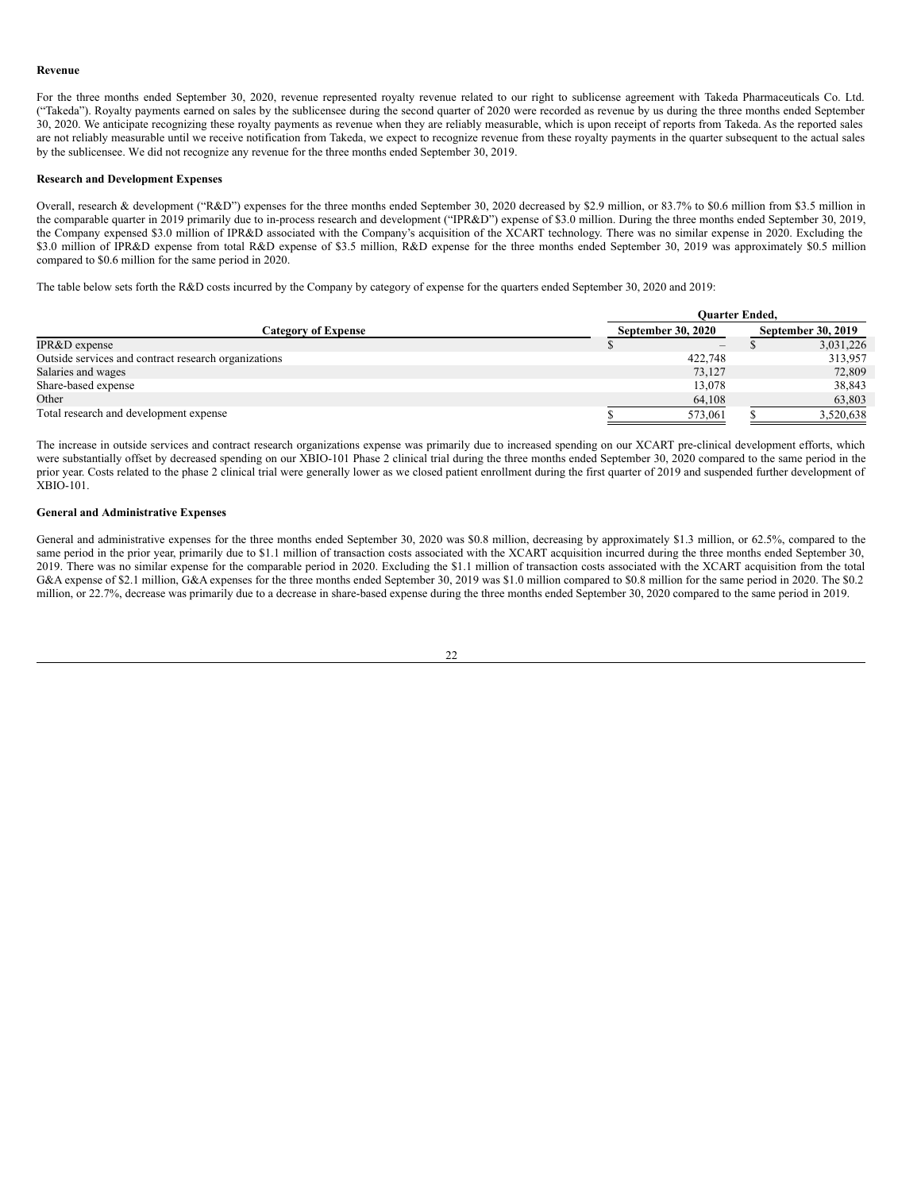**Revenue**

For the three months ended September 30, 2020, revenue represented royalty revenue related to our right to sublicense agreement with Takeda Pharmaceuticals Co. Ltd. ("Takeda"). Royalty payments earned on sales by the sublicensee during the second quarter of 2020 were recorded as revenue by us during the three months ended September 30, 2020. We anticipate recognizing these royalty payments as revenue when they are reliably measurable, which is upon receipt of reports from Takeda. As the reported sales are not reliably measurable until we receive notification from Takeda, we expect to recognize revenue from these royalty payments in the quarter subsequent to the actual sales by the sublicensee. We did not recognize any revenue for the three months ended September 30, 2019.

**Research and Development Expenses**

Overall, research & development ("R&D") expenses for the three months ended September 30, 2020 decreased by $2.9 million, or 83.7% to $0.6 million from $3.5 million in the comparable quarter in 2019 primarily due to in-process research and development ("IPR&D") expense of $3.0 million. During the three months ended September 30, 2019, the Company expensed $3.0 million of IPR&D associated with the Company's acquisition of the XCART technology. There was no similar expense in 2020. Excluding the $3.0 million of IPR&D expense from total R&D expense of $3.5 million, R&D expense for the three months ended September 30, 2019 was approximately $0.5 million compared to $0.6 million for the same period in 2020.

The table below sets forth the R&D costs incurred by the Company by category of expense for the quarters ended September 30, 2020 and 2019:

| | Quarter Ended, | |
|---|---|---|
| **Category of Expense** | **September 30, 2020** | **September 30, 2019** |
| IPR&D expense | $ – | $ 3,031,226 |
| Outside services and contract research organizations | 422,748 | 313,957 |
| Salaries and wages | 73,127 | 72,809 |
| Share-based expense | 13,078 | 38,843 |
| Other | 64,108 | 63,803 |
| Total research and development expense | $ 573,061 | $ 3,520,638 |

The increase in outside services and contract research organizations expense was primarily due to increased spending on our XCART pre-clinical development efforts, which were substantially offset by decreased spending on our XBIO-101 Phase 2 clinical trial during the three months ended September 30, 2020 compared to the same period in the prior year. Costs related to the phase 2 clinical trial were generally lower as we closed patient enrollment during the first quarter of 2019 and suspended further development of XBIO-101.

**General and Administrative Expenses**

General and administrative expenses for the three months ended September 30, 2020 was $0.8 million, decreasing by approximately $1.3 million, or 62.5%, compared to the same period in the prior year, primarily due to $1.1 million of transaction costs associated with the XCART acquisition incurred during the three months ended September 30, 2019. There was no similar expense for the comparable period in 2020. Excluding the $1.1 million of transaction costs associated with the XCART acquisition from the total G&A expense of $2.1 million, G&A expenses for the three months ended September 30, 2019 was $1.0 million compared to $0.8 million for the same period in 2020. The $0.2 million, or 22.7%, decrease was primarily due to a decrease in share-based expense during the three months ended September 30, 2020 compared to the same period in 2019.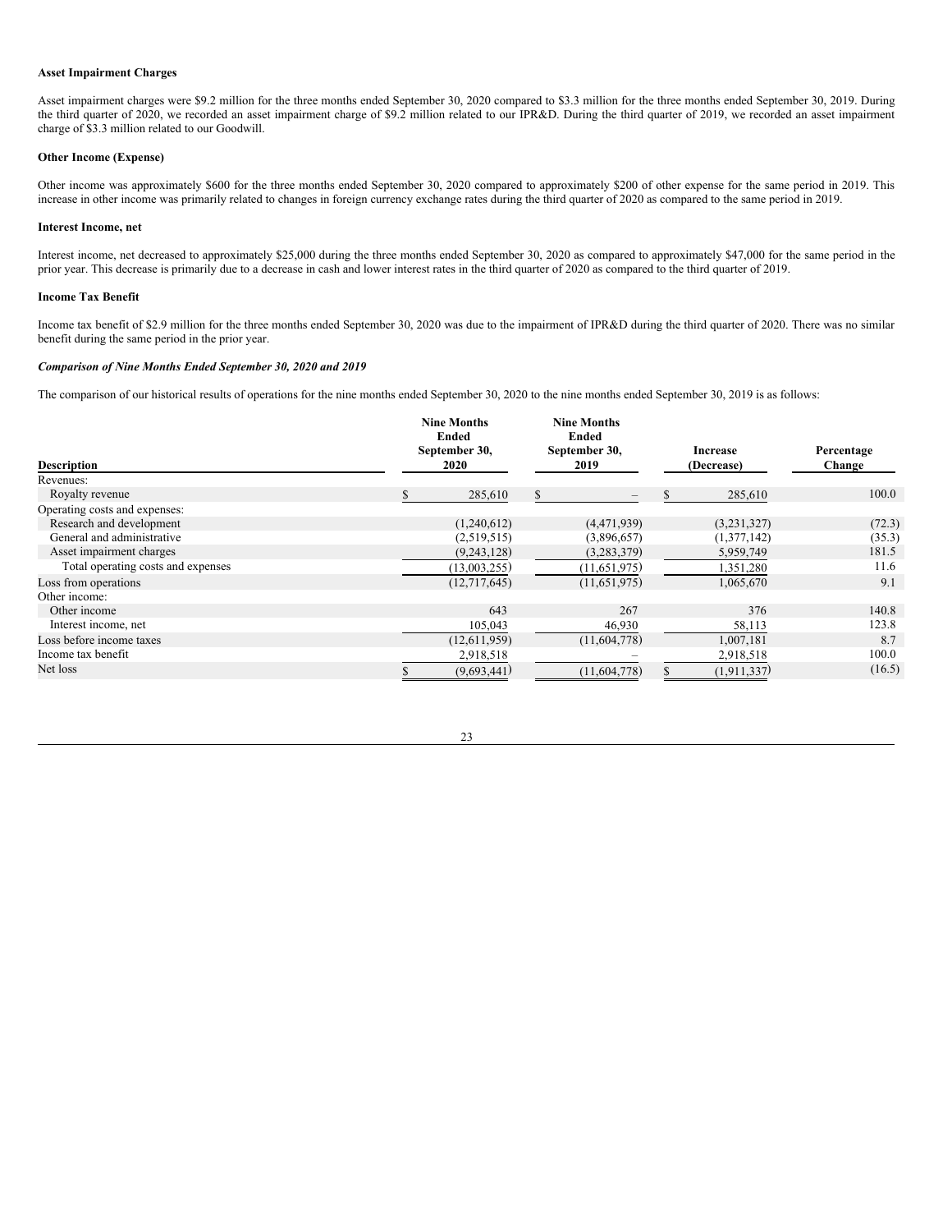**Asset Impairment Charges**

Asset impairment charges were $9.2 million for the three months ended September 30, 2020 compared to $3.3 million for the three months ended September 30, 2019. During the third quarter of 2020, we recorded an asset impairment charge of $9.2 million related to our IPR&D. During the third quarter of 2019, we recorded an asset impairment charge of $3.3 million related to our Goodwill.

**Other Income (Expense)**

Other income was approximately $600 for the three months ended September 30, 2020 compared to approximately $200 of other expense for the same period in 2019. This increase in other income was primarily related to changes in foreign currency exchange rates during the third quarter of 2020 as compared to the same period in 2019.

**Interest Income, net**

Interest income, net decreased to approximately $25,000 during the three months ended September 30, 2020 as compared to approximately $47,000 for the same period in the prior year. This decrease is primarily due to a decrease in cash and lower interest rates in the third quarter of 2020 as compared to the third quarter of 2019.

**Income Tax Benefit**

Income tax benefit of $2.9 million for the three months ended September 30, 2020 was due to the impairment of IPR&D during the third quarter of 2020. There was no similar benefit during the same period in the prior year.

***Comparison of Nine Months Ended September 30, 2020 and 2019***

The comparison of our historical results of operations for the nine months ended September 30, 2020 to the nine months ended September 30, 2019 is as follows:

| Description | Nine Months Ended September 30, 2020 | Nine Months Ended September 30, 2019 | Increase (Decrease) | Percentage Change |
|---|---|---|---|---|
| Revenues: | | | | |
| Royalty revenue | $ 285,610 | $ – | $ 285,610 | 100.0 |
| Operating costs and expenses: | | | | |
| Research and development | (1,240,612) | (4,471,939) | (3,231,327) | (72.3) |
| General and administrative | (2,519,515) | (3,896,657) | (1,377,142) | (35.3) |
| Asset impairment charges | (9,243,128) | (3,283,379) | 5,959,749 | 181.5 |
| Total operating costs and expenses | (13,003,255) | (11,651,975) | 1,351,280 | 11.6 |
| Loss from operations | (12,717,645) | (11,651,975) | 1,065,670 | 9.1 |
| Other income: | | | | |
| Other income | 643 | 267 | 376 | 140.8 |
| Interest income, net | 105,043 | 46,930 | 58,113 | 123.8 |
| Loss before income taxes | (12,611,959) | (11,604,778) | 1,007,181 | 8.7 |
| Income tax benefit | 2,918,518 | – | 2,918,518 | 100.0 |
| Net loss | $ (9,693,441) | (11,604,778) | $ (1,911,337) | (16.5) |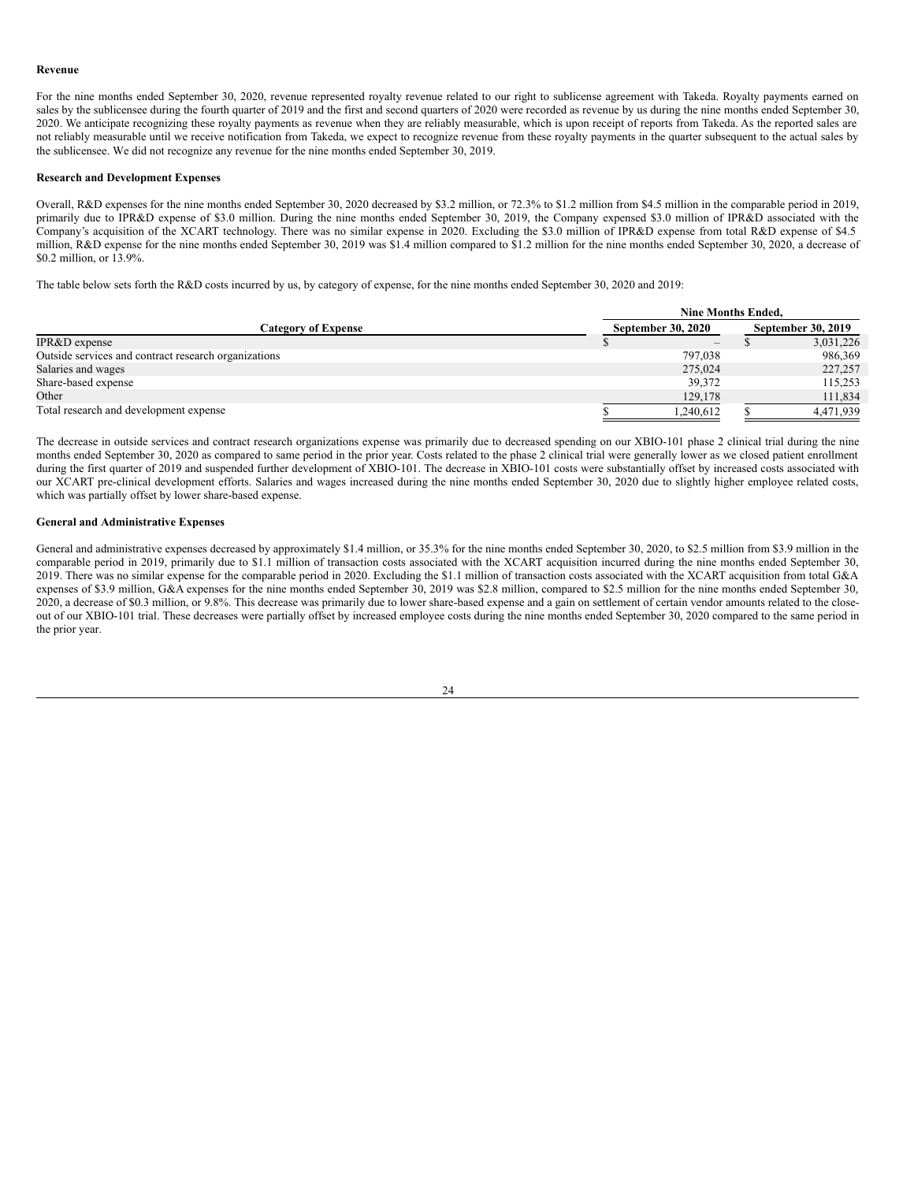**Revenue**

For the nine months ended September 30, 2020, revenue represented royalty revenue related to our right to sublicense agreement with Takeda. Royalty payments earned on sales by the sublicensee during the fourth quarter of 2019 and the first and second quarters of 2020 were recorded as revenue by us during the nine months ended September 30, 2020. We anticipate recognizing these royalty payments as revenue when they are reliably measurable, which is upon receipt of reports from Takeda. As the reported sales are not reliably measurable until we receive notification from Takeda, we expect to recognize revenue from these royalty payments in the quarter subsequent to the actual sales by the sublicensee. We did not recognize any revenue for the nine months ended September 30, 2019.

**Research and Development Expenses**

Overall, R&D expenses for the nine months ended September 30, 2020 decreased by $3.2 million, or 72.3% to $1.2 million from $4.5 million in the comparable period in 2019, primarily due to IPR&D expense of $3.0 million. During the nine months ended September 30, 2019, the Company expensed $3.0 million of IPR&D associated with the Company's acquisition of the XCART technology. There was no similar expense in 2020. Excluding the $3.0 million of IPR&D expense from total R&D expense of $4.5 million, R&D expense for the nine months ended September 30, 2019 was $1.4 million compared to $1.2 million for the nine months ended September 30, 2020, a decrease of $0.2 million, or 13.9%.

The table below sets forth the R&D costs incurred by us, by category of expense, for the nine months ended September 30, 2020 and 2019:

| | Nine Months Ended, | |
|---|---|---|
| **Category of Expense** | **September 30, 2020** | **September 30, 2019** |
| IPR&D expense | $ – | $ 3,031,226 |
| Outside services and contract research organizations | 797,038 | 986,369 |
| Salaries and wages | 275,024 | 227,257 |
| Share-based expense | 39,372 | 115,253 |
| Other | 129,178 | 111,834 |
| Total research and development expense | $ 1,240,612 | $ 4,471,939 |

The decrease in outside services and contract research organizations expense was primarily due to decreased spending on our XBIO-101 phase 2 clinical trial during the nine months ended September 30, 2020 as compared to same period in the prior year. Costs related to the phase 2 clinical trial were generally lower as we closed patient enrollment during the first quarter of 2019 and suspended further development of XBIO-101. The decrease in XBIO-101 costs were substantially offset by increased costs associated with our XCART pre-clinical development efforts. Salaries and wages increased during the nine months ended September 30, 2020 due to slightly higher employee related costs, which was partially offset by lower share-based expense.

**General and Administrative Expenses**

General and administrative expenses decreased by approximately $1.4 million, or 35.3% for the nine months ended September 30, 2020, to $2.5 million from $3.9 million in the comparable period in 2019, primarily due to $1.1 million of transaction costs associated with the XCART acquisition incurred during the nine months ended September 30, 2019. There was no similar expense for the comparable period in 2020. Excluding the $1.1 million of transaction costs associated with the XCART acquisition from total G&A expenses of $3.9 million, G&A expenses for the nine months ended September 30, 2019 was $2.8 million, compared to $2.5 million for the nine months ended September 30, 2020, a decrease of $0.3 million, or 9.8%. This decrease was primarily due to lower share-based expense and a gain on settlement of certain vendor amounts related to the close-out of our XBIO-101 trial. These decreases were partially offset by increased employee costs during the nine months ended September 30, 2020 compared to the same period in the prior year.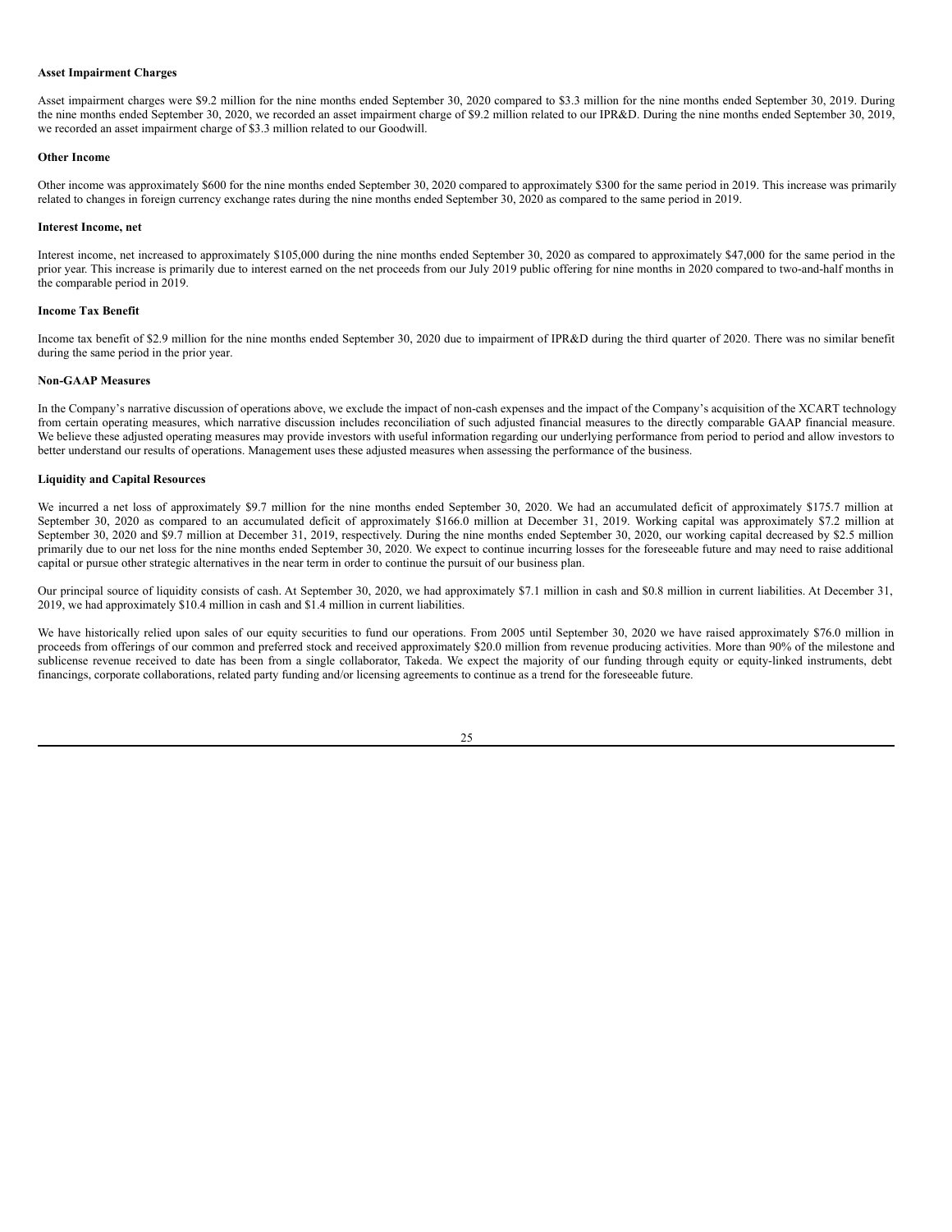**Asset Impairment Charges**

Asset impairment charges were $9.2 million for the nine months ended September 30, 2020 compared to $3.3 million for the nine months ended September 30, 2019. During the nine months ended September 30, 2020, we recorded an asset impairment charge of $9.2 million related to our IPR&D. During the nine months ended September 30, 2019, we recorded an asset impairment charge of $3.3 million related to our Goodwill.

**Other Income**

Other income was approximately $600 for the nine months ended September 30, 2020 compared to approximately $300 for the same period in 2019. This increase was primarily related to changes in foreign currency exchange rates during the nine months ended September 30, 2020 as compared to the same period in 2019.

**Interest Income, net**

Interest income, net increased to approximately $105,000 during the nine months ended September 30, 2020 as compared to approximately $47,000 for the same period in the prior year. This increase is primarily due to interest earned on the net proceeds from our July 2019 public offering for nine months in 2020 compared to two-and-half months in the comparable period in 2019.

**Income Tax Benefit**

Income tax benefit of $2.9 million for the nine months ended September 30, 2020 due to impairment of IPR&D during the third quarter of 2020. There was no similar benefit during the same period in the prior year.

**Non-GAAP Measures**

In the Company's narrative discussion of operations above, we exclude the impact of non-cash expenses and the impact of the Company's acquisition of the XCART technology from certain operating measures, which narrative discussion includes reconciliation of such adjusted financial measures to the directly comparable GAAP financial measure. We believe these adjusted operating measures may provide investors with useful information regarding our underlying performance from period to period and allow investors to better understand our results of operations. Management uses these adjusted measures when assessing the performance of the business.

**Liquidity and Capital Resources**

We incurred a net loss of approximately $9.7 million for the nine months ended September 30, 2020. We had an accumulated deficit of approximately $175.7 million at September 30, 2020 as compared to an accumulated deficit of approximately $166.0 million at December 31, 2019. Working capital was approximately $7.2 million at September 30, 2020 and $9.7 million at December 31, 2019, respectively. During the nine months ended September 30, 2020, our working capital decreased by $2.5 million primarily due to our net loss for the nine months ended September 30, 2020. We expect to continue incurring losses for the foreseeable future and may need to raise additional capital or pursue other strategic alternatives in the near term in order to continue the pursuit of our business plan.

Our principal source of liquidity consists of cash. At September 30, 2020, we had approximately $7.1 million in cash and $0.8 million in current liabilities. At December 31, 2019, we had approximately $10.4 million in cash and $1.4 million in current liabilities.

We have historically relied upon sales of our equity securities to fund our operations. From 2005 until September 30, 2020 we have raised approximately $76.0 million in proceeds from offerings of our common and preferred stock and received approximately $20.0 million from revenue producing activities. More than 90% of the milestone and sublicense revenue received to date has been from a single collaborator, Takeda. We expect the majority of our funding through equity or equity-linked instruments, debt financings, corporate collaborations, related party funding and/or licensing agreements to continue as a trend for the foreseeable future.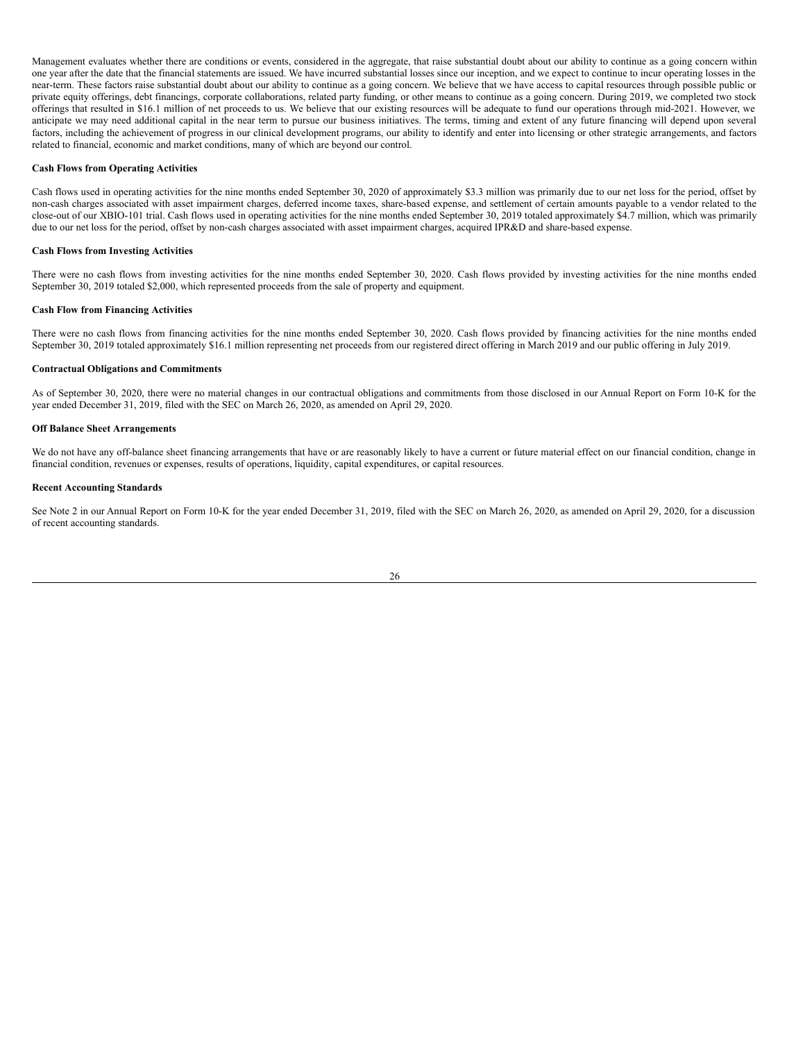Management evaluates whether there are conditions or events, considered in the aggregate, that raise substantial doubt about our ability to continue as a going concern within one year after the date that the financial statements are issued. We have incurred substantial losses since our inception, and we expect to continue to incur operating losses in the near-term. These factors raise substantial doubt about our ability to continue as a going concern. We believe that we have access to capital resources through possible public or private equity offerings, debt financings, corporate collaborations, related party funding, or other means to continue as a going concern. During 2019, we completed two stock offerings that resulted in $16.1 million of net proceeds to us. We believe that our existing resources will be adequate to fund our operations through mid-2021. However, we anticipate we may need additional capital in the near term to pursue our business initiatives. The terms, timing and extent of any future financing will depend upon several factors, including the achievement of progress in our clinical development programs, our ability to identify and enter into licensing or other strategic arrangements, and factors related to financial, economic and market conditions, many of which are beyond our control.

**Cash Flows from Operating Activities**

Cash flows used in operating activities for the nine months ended September 30, 2020 of approximately $3.3 million was primarily due to our net loss for the period, offset by non-cash charges associated with asset impairment charges, deferred income taxes, share-based expense, and settlement of certain amounts payable to a vendor related to the close-out of our XBIO-101 trial. Cash flows used in operating activities for the nine months ended September 30, 2019 totaled approximately $4.7 million, which was primarily due to our net loss for the period, offset by non-cash charges associated with asset impairment charges, acquired IPR&D and share-based expense.

**Cash Flows from Investing Activities**

There were no cash flows from investing activities for the nine months ended September 30, 2020. Cash flows provided by investing activities for the nine months ended September 30, 2019 totaled $2,000, which represented proceeds from the sale of property and equipment.

**Cash Flow from Financing Activities**

There were no cash flows from financing activities for the nine months ended September 30, 2020. Cash flows provided by financing activities for the nine months ended September 30, 2019 totaled approximately $16.1 million representing net proceeds from our registered direct offering in March 2019 and our public offering in July 2019.

**Contractual Obligations and Commitments**

As of September 30, 2020, there were no material changes in our contractual obligations and commitments from those disclosed in our Annual Report on Form 10-K for the year ended December 31, 2019, filed with the SEC on March 26, 2020, as amended on April 29, 2020.

**Off Balance Sheet Arrangements**

We do not have any off-balance sheet financing arrangements that have or are reasonably likely to have a current or future material effect on our financial condition, change in financial condition, revenues or expenses, results of operations, liquidity, capital expenditures, or capital resources.

**Recent Accounting Standards**

See Note 2 in our Annual Report on Form 10-K for the year ended December 31, 2019, filed with the SEC on March 26, 2020, as amended on April 29, 2020, for a discussion of recent accounting standards.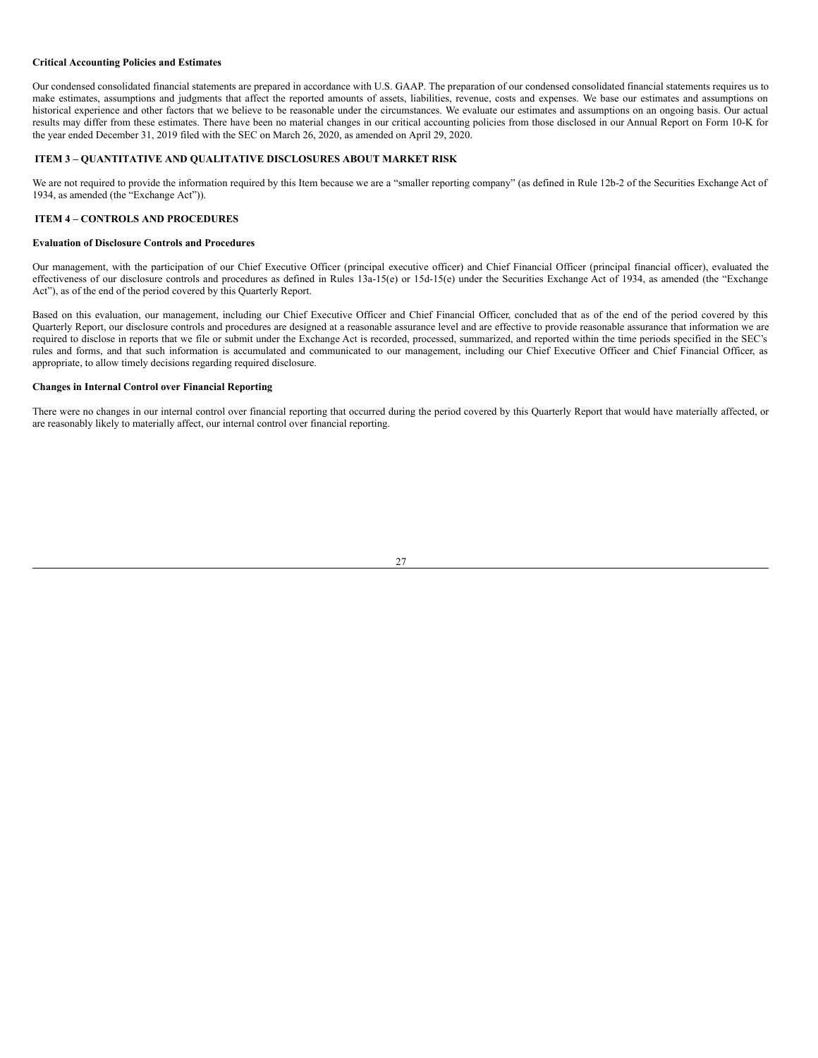**Critical Accounting Policies and Estimates**

Our condensed consolidated financial statements are prepared in accordance with U.S. GAAP. The preparation of our condensed consolidated financial statements requires us to make estimates, assumptions and judgments that affect the reported amounts of assets, liabilities, revenue, costs and expenses. We base our estimates and assumptions on historical experience and other factors that we believe to be reasonable under the circumstances. We evaluate our estimates and assumptions on an ongoing basis. Our actual results may differ from these estimates. There have been no material changes in our critical accounting policies from those disclosed in our Annual Report on Form 10-K for the year ended December 31, 2019 filed with the SEC on March 26, 2020, as amended on April 29, 2020.

## ITEM 3 – QUANTITATIVE AND QUALITATIVE DISCLOSURES ABOUT MARKET RISK

We are not required to provide the information required by this Item because we are a "smaller reporting company" (as defined in Rule 12b-2 of the Securities Exchange Act of 1934, as amended (the "Exchange Act")).

## ITEM 4 – CONTROLS AND PROCEDURES

**Evaluation of Disclosure Controls and Procedures**

Our management, with the participation of our Chief Executive Officer (principal executive officer) and Chief Financial Officer (principal financial officer), evaluated the effectiveness of our disclosure controls and procedures as defined in Rules 13a-15(e) or 15d-15(e) under the Securities Exchange Act of 1934, as amended (the "Exchange Act"), as of the end of the period covered by this Quarterly Report.

Based on this evaluation, our management, including our Chief Executive Officer and Chief Financial Officer, concluded that as of the end of the period covered by this Quarterly Report, our disclosure controls and procedures are designed at a reasonable assurance level and are effective to provide reasonable assurance that information we are required to disclose in reports that we file or submit under the Exchange Act is recorded, processed, summarized, and reported within the time periods specified in the SEC's rules and forms, and that such information is accumulated and communicated to our management, including our Chief Executive Officer and Chief Financial Officer, as appropriate, to allow timely decisions regarding required disclosure.

**Changes in Internal Control over Financial Reporting**

There were no changes in our internal control over financial reporting that occurred during the period covered by this Quarterly Report that would have materially affected, or are reasonably likely to materially affect, our internal control over financial reporting.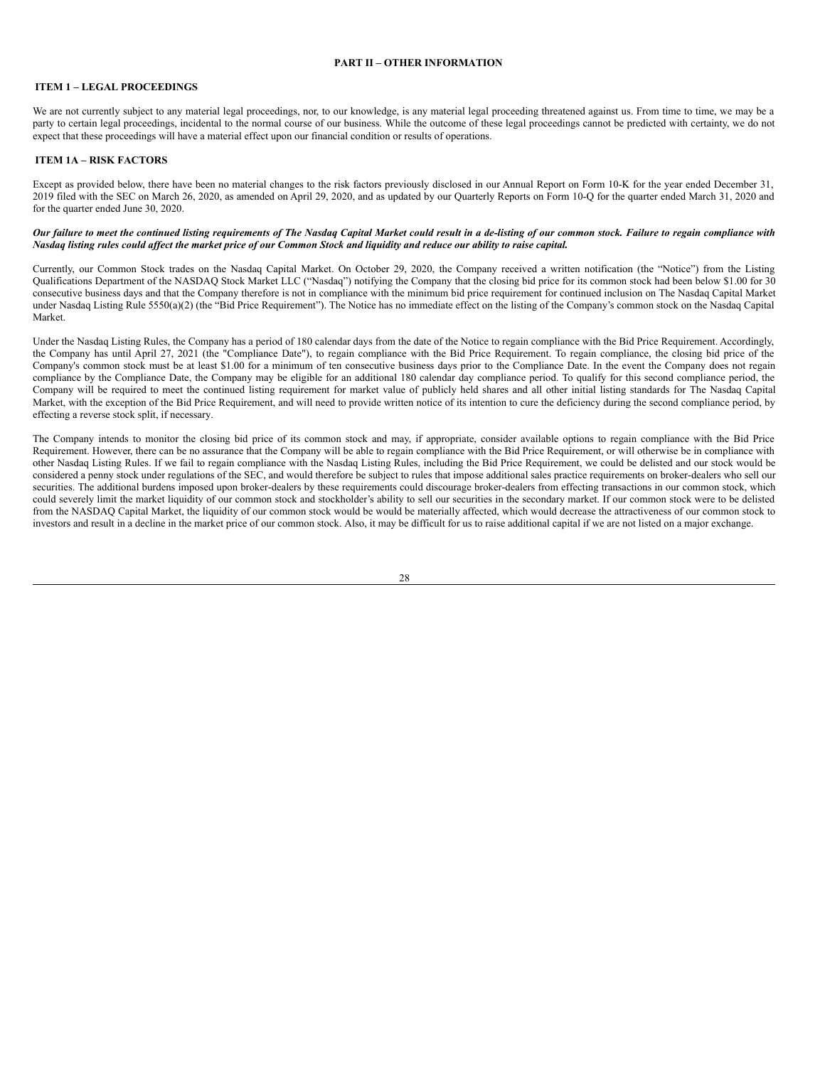## PART II – OTHER INFORMATION

### ITEM 1 – LEGAL PROCEEDINGS

We are not currently subject to any material legal proceedings, nor, to our knowledge, is any material legal proceeding threatened against us. From time to time, we may be a party to certain legal proceedings, incidental to the normal course of our business. While the outcome of these legal proceedings cannot be predicted with certainty, we do not expect that these proceedings will have a material effect upon our financial condition or results of operations.

### ITEM 1A – RISK FACTORS

Except as provided below, there have been no material changes to the risk factors previously disclosed in our Annual Report on Form 10-K for the year ended December 31, 2019 filed with the SEC on March 26, 2020, as amended on April 29, 2020, and as updated by our Quarterly Reports on Form 10-Q for the quarter ended March 31, 2020 and for the quarter ended June 30, 2020.

***Our failure to meet the continued listing requirements of The Nasdaq Capital Market could result in a de-listing of our common stock. Failure to regain compliance with Nasdaq listing rules could affect the market price of our Common Stock and liquidity and reduce our ability to raise capital.***

Currently, our Common Stock trades on the Nasdaq Capital Market. On October 29, 2020, the Company received a written notification (the "Notice") from the Listing Qualifications Department of the NASDAQ Stock Market LLC ("Nasdaq") notifying the Company that the closing bid price for its common stock had been below $1.00 for 30 consecutive business days and that the Company therefore is not in compliance with the minimum bid price requirement for continued inclusion on The Nasdaq Capital Market under Nasdaq Listing Rule 5550(a)(2) (the "Bid Price Requirement"). The Notice has no immediate effect on the listing of the Company's common stock on the Nasdaq Capital Market.

Under the Nasdaq Listing Rules, the Company has a period of 180 calendar days from the date of the Notice to regain compliance with the Bid Price Requirement. Accordingly, the Company has until April 27, 2021 (the "Compliance Date"), to regain compliance with the Bid Price Requirement. To regain compliance, the closing bid price of the Company's common stock must be at least $1.00 for a minimum of ten consecutive business days prior to the Compliance Date. In the event the Company does not regain compliance by the Compliance Date, the Company may be eligible for an additional 180 calendar day compliance period. To qualify for this second compliance period, the Company will be required to meet the continued listing requirement for market value of publicly held shares and all other initial listing standards for The Nasdaq Capital Market, with the exception of the Bid Price Requirement, and will need to provide written notice of its intention to cure the deficiency during the second compliance period, by effecting a reverse stock split, if necessary.

The Company intends to monitor the closing bid price of its common stock and may, if appropriate, consider available options to regain compliance with the Bid Price Requirement. However, there can be no assurance that the Company will be able to regain compliance with the Bid Price Requirement, or will otherwise be in compliance with other Nasdaq Listing Rules. If we fail to regain compliance with the Nasdaq Listing Rules, including the Bid Price Requirement, we could be delisted and our stock would be considered a penny stock under regulations of the SEC, and would therefore be subject to rules that impose additional sales practice requirements on broker-dealers who sell our securities. The additional burdens imposed upon broker-dealers by these requirements could discourage broker-dealers from effecting transactions in our common stock, which could severely limit the market liquidity of our common stock and stockholder's ability to sell our securities in the secondary market. If our common stock were to be delisted from the NASDAQ Capital Market, the liquidity of our common stock would be would be materially affected, which would decrease the attractiveness of our common stock to investors and result in a decline in the market price of our common stock. Also, it may be difficult for us to raise additional capital if we are not listed on a major exchange.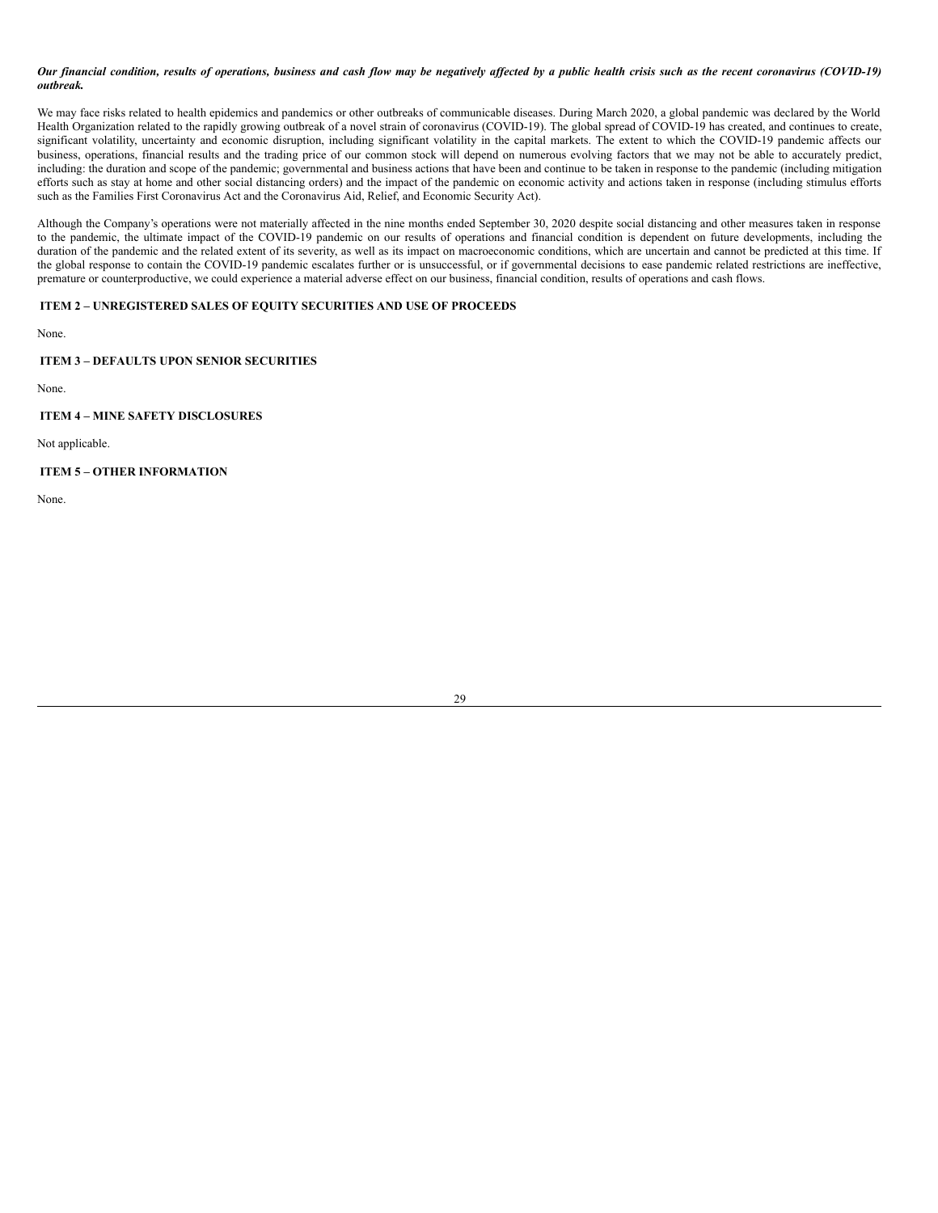***Our financial condition, results of operations, business and cash flow may be negatively affected by a public health crisis such as the recent coronavirus (COVID-19) outbreak.***

We may face risks related to health epidemics and pandemics or other outbreaks of communicable diseases. During March 2020, a global pandemic was declared by the World Health Organization related to the rapidly growing outbreak of a novel strain of coronavirus (COVID-19). The global spread of COVID-19 has created, and continues to create, significant volatility, uncertainty and economic disruption, including significant volatility in the capital markets. The extent to which the COVID-19 pandemic affects our business, operations, financial results and the trading price of our common stock will depend on numerous evolving factors that we may not be able to accurately predict, including: the duration and scope of the pandemic; governmental and business actions that have been and continue to be taken in response to the pandemic (including mitigation efforts such as stay at home and other social distancing orders) and the impact of the pandemic on economic activity and actions taken in response (including stimulus efforts such as the Families First Coronavirus Act and the Coronavirus Aid, Relief, and Economic Security Act).

Although the Company's operations were not materially affected in the nine months ended September 30, 2020 despite social distancing and other measures taken in response to the pandemic, the ultimate impact of the COVID-19 pandemic on our results of operations and financial condition is dependent on future developments, including the duration of the pandemic and the related extent of its severity, as well as its impact on macroeconomic conditions, which are uncertain and cannot be predicted at this time. If the global response to contain the COVID-19 pandemic escalates further or is unsuccessful, or if governmental decisions to ease pandemic related restrictions are ineffective, premature or counterproductive, we could experience a material adverse effect on our business, financial condition, results of operations and cash flows.

## ITEM 2 – UNREGISTERED SALES OF EQUITY SECURITIES AND USE OF PROCEEDS

None.

## ITEM 3 – DEFAULTS UPON SENIOR SECURITIES

None.

## ITEM 4 – MINE SAFETY DISCLOSURES

Not applicable.

## ITEM 5 – OTHER INFORMATION

None.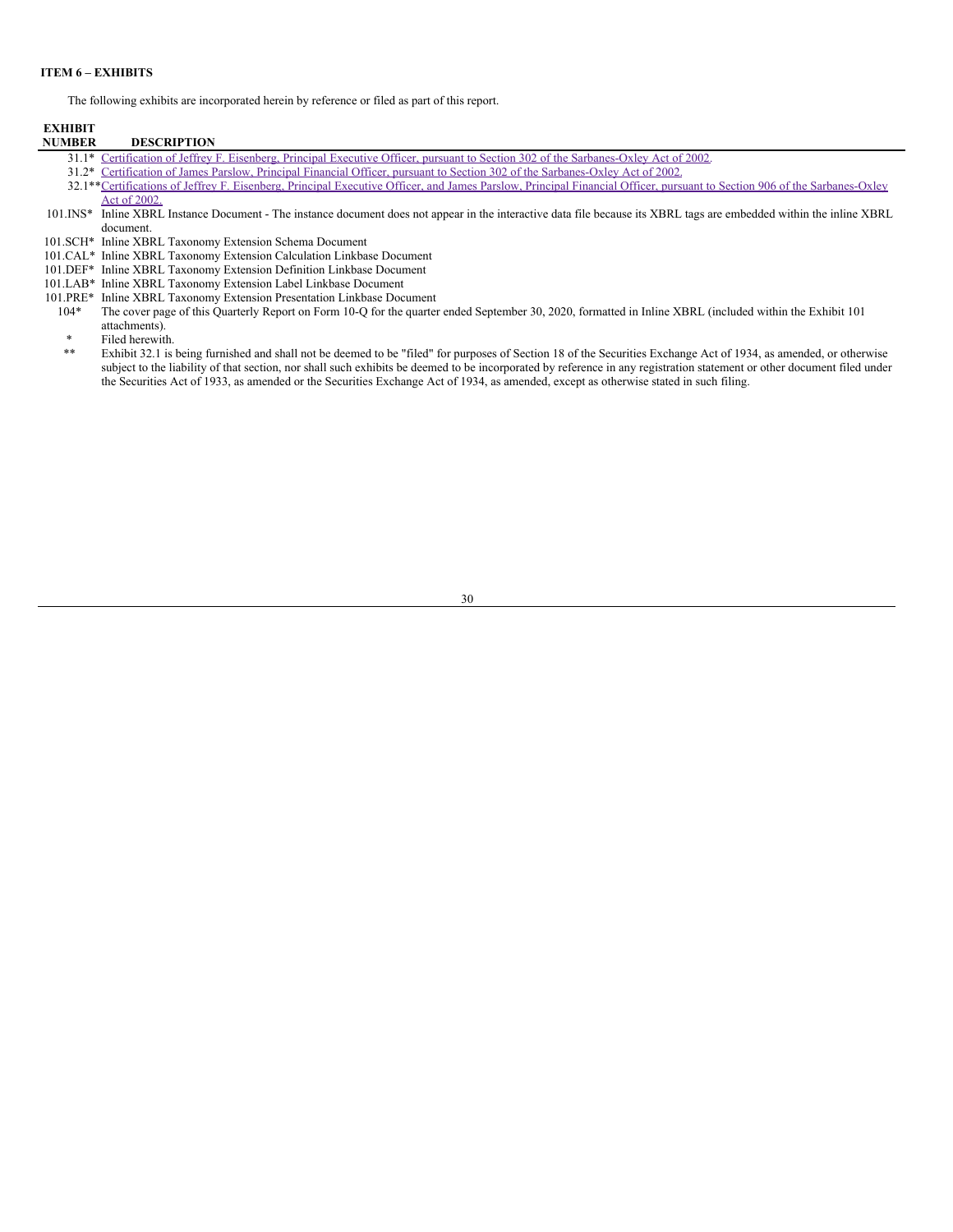**ITEM 6 – EXHIBITS**

The following exhibits are incorporated herein by reference or filed as part of this report.

| EXHIBIT NUMBER | DESCRIPTION |
|---|---|
| 31.1* | Certification of Jeffrey F. Eisenberg, Principal Executive Officer, pursuant to Section 302 of the Sarbanes-Oxley Act of 2002. |
| 31.2* | Certification of James Parslow, Principal Financial Officer, pursuant to Section 302 of the Sarbanes-Oxley Act of 2002. |
| 32.1** | Certifications of Jeffrey F. Eisenberg, Principal Executive Officer, and James Parslow, Principal Financial Officer, pursuant to Section 906 of the Sarbanes-Oxley Act of 2002. |
| 101.INS* | Inline XBRL Instance Document - The instance document does not appear in the interactive data file because its XBRL tags are embedded within the inline XBRL document. |
| 101.SCH* | Inline XBRL Taxonomy Extension Schema Document |
| 101.CAL* | Inline XBRL Taxonomy Extension Calculation Linkbase Document |
| 101.DEF* | Inline XBRL Taxonomy Extension Definition Linkbase Document |
| 101.LAB* | Inline XBRL Taxonomy Extension Label Linkbase Document |
| 101.PRE* | Inline XBRL Taxonomy Extension Presentation Linkbase Document |
| 104* | The cover page of this Quarterly Report on Form 10-Q for the quarter ended September 30, 2020, formatted in Inline XBRL (included within the Exhibit 101 attachments). |
| * | Filed herewith. |
| ** | Exhibit 32.1 is being furnished and shall not be deemed to be "filed" for purposes of Section 18 of the Securities Exchange Act of 1934, as amended, or otherwise subject to the liability of that section, nor shall such exhibits be deemed to be incorporated by reference in any registration statement or other document filed under the Securities Act of 1933, as amended or the Securities Exchange Act of 1934, as amended, except as otherwise stated in such filing. |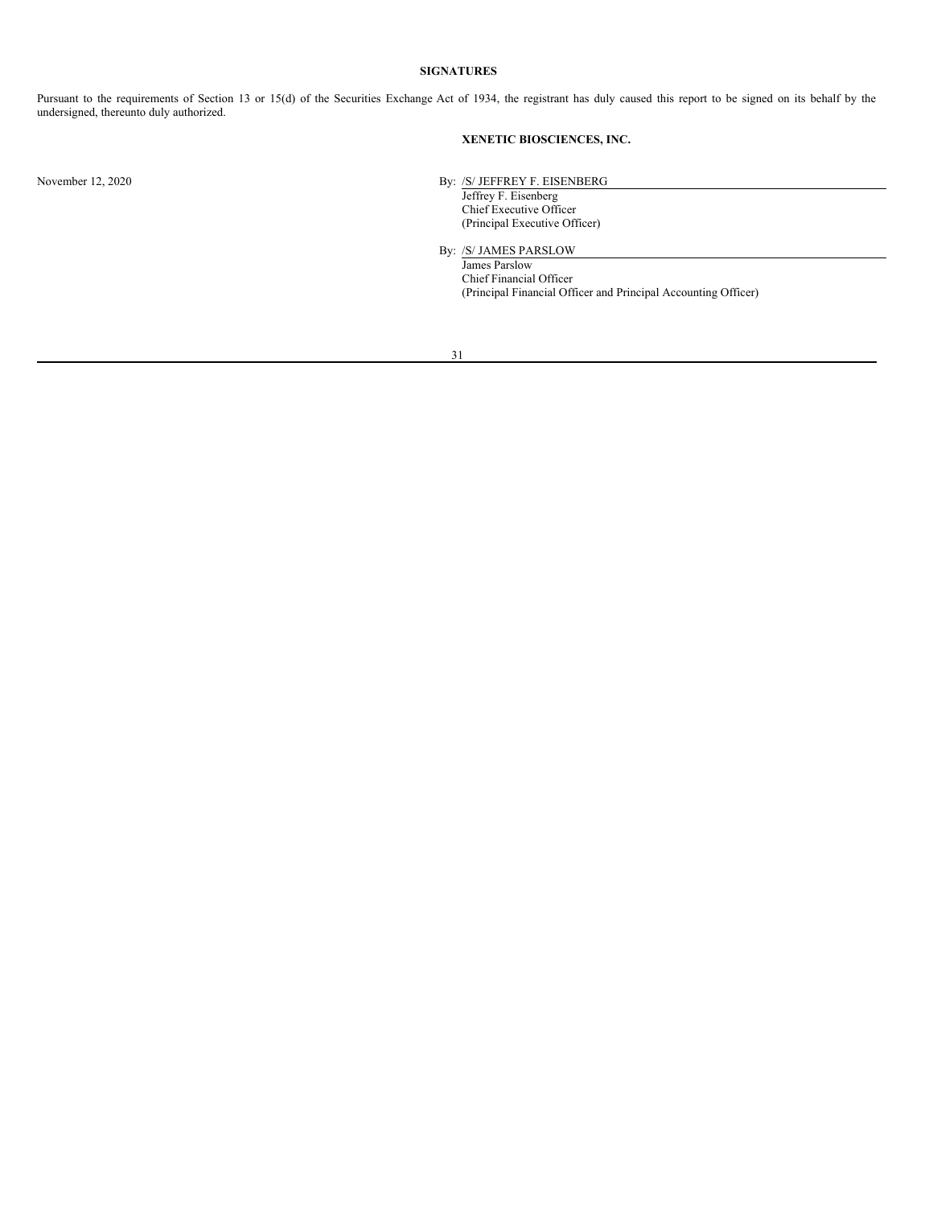## SIGNATURES

Pursuant to the requirements of Section 13 or 15(d) of the Securities Exchange Act of 1934, the registrant has duly caused this report to be signed on its behalf by the undersigned, thereunto duly authorized.

**XENETIC BIOSCIENCES, INC.**

November 12, 2020

By: /S/ JEFFREY F. EISENBERG
Jeffrey F. Eisenberg
Chief Executive Officer
(Principal Executive Officer)

By: /S/ JAMES PARSLOW
James Parslow
Chief Financial Officer
(Principal Financial Officer and Principal Accounting Officer)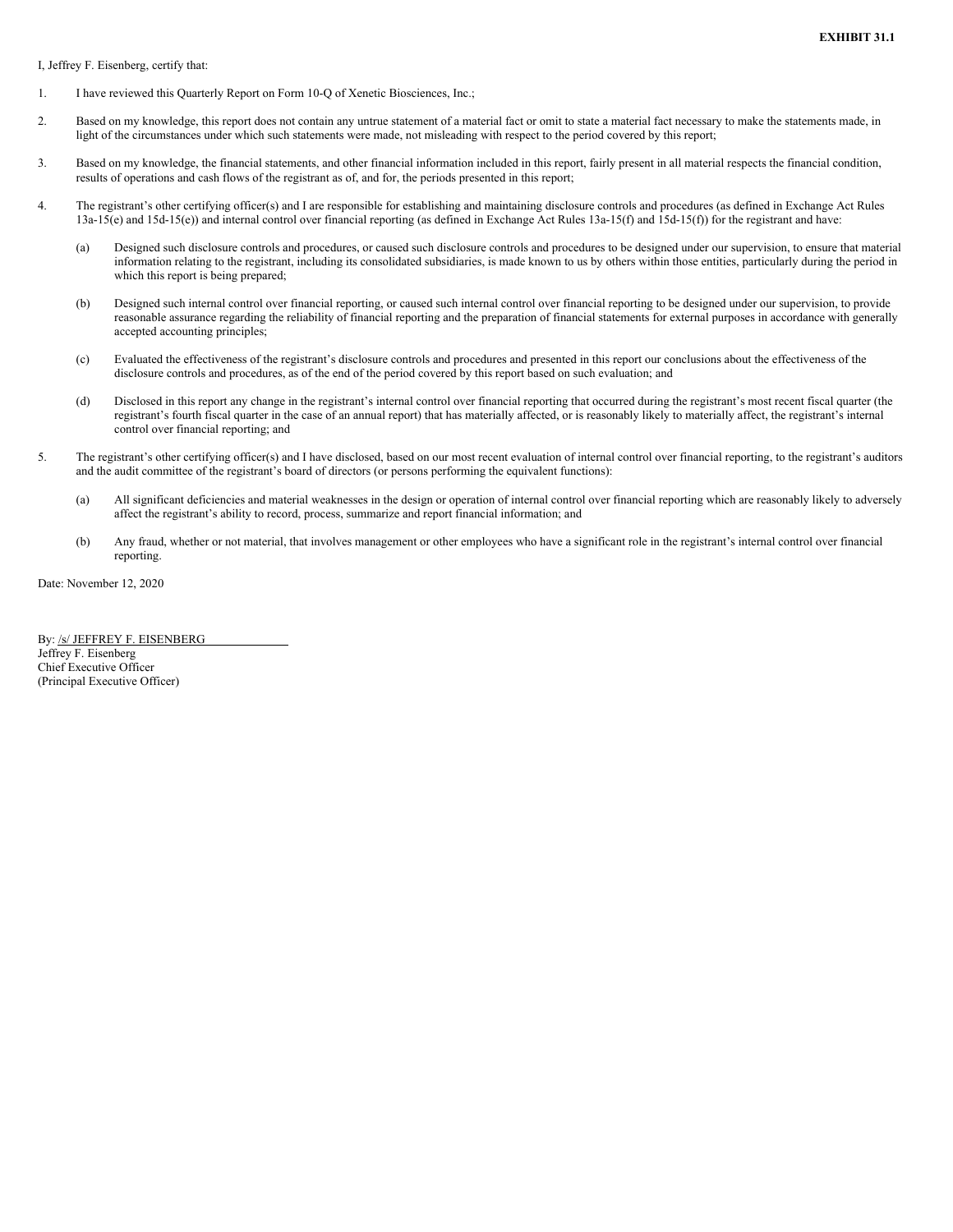**EXHIBIT 31.1**

I, Jeffrey F. Eisenberg, certify that:

1. I have reviewed this Quarterly Report on Form 10-Q of Xenetic Biosciences, Inc.;

2. Based on my knowledge, this report does not contain any untrue statement of a material fact or omit to state a material fact necessary to make the statements made, in light of the circumstances under which such statements were made, not misleading with respect to the period covered by this report;

3. Based on my knowledge, the financial statements, and other financial information included in this report, fairly present in all material respects the financial condition, results of operations and cash flows of the registrant as of, and for, the periods presented in this report;

4. The registrant's other certifying officer(s) and I are responsible for establishing and maintaining disclosure controls and procedures (as defined in Exchange Act Rules 13a-15(e) and 15d-15(e)) and internal control over financial reporting (as defined in Exchange Act Rules 13a-15(f) and 15d-15(f)) for the registrant and have:

   (a) Designed such disclosure controls and procedures, or caused such disclosure controls and procedures to be designed under our supervision, to ensure that material information relating to the registrant, including its consolidated subsidiaries, is made known to us by others within those entities, particularly during the period in which this report is being prepared;

   (b) Designed such internal control over financial reporting, or caused such internal control over financial reporting to be designed under our supervision, to provide reasonable assurance regarding the reliability of financial reporting and the preparation of financial statements for external purposes in accordance with generally accepted accounting principles;

   (c) Evaluated the effectiveness of the registrant's disclosure controls and procedures and presented in this report our conclusions about the effectiveness of the disclosure controls and procedures, as of the end of the period covered by this report based on such evaluation; and

   (d) Disclosed in this report any change in the registrant's internal control over financial reporting that occurred during the registrant's most recent fiscal quarter (the registrant's fourth fiscal quarter in the case of an annual report) that has materially affected, or is reasonably likely to materially affect, the registrant's internal control over financial reporting; and

5. The registrant's other certifying officer(s) and I have disclosed, based on our most recent evaluation of internal control over financial reporting, to the registrant's auditors and the audit committee of the registrant's board of directors (or persons performing the equivalent functions):

   (a) All significant deficiencies and material weaknesses in the design or operation of internal control over financial reporting which are reasonably likely to adversely affect the registrant's ability to record, process, summarize and report financial information; and

   (b) Any fraud, whether or not material, that involves management or other employees who have a significant role in the registrant's internal control over financial reporting.

Date: November 12, 2020

By: /s/ JEFFREY F. EISENBERG
Jeffrey F. Eisenberg
Chief Executive Officer
(Principal Executive Officer)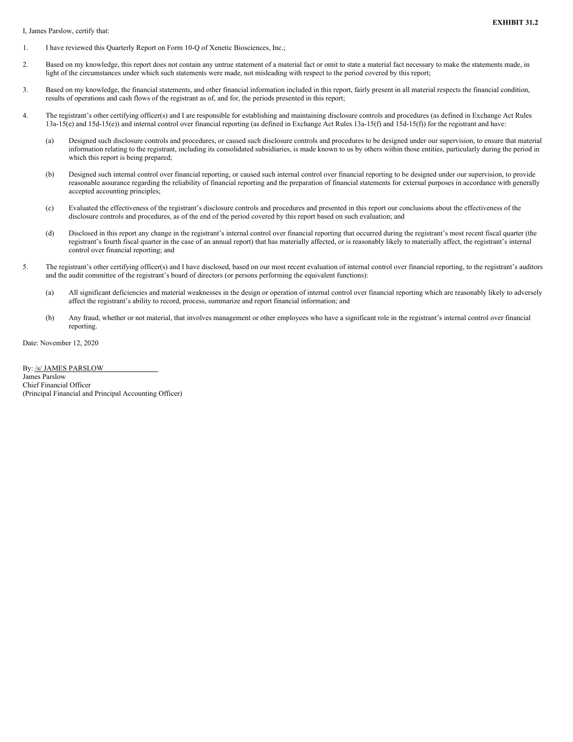**EXHIBIT 31.2**

I, James Parslow, certify that:

1. I have reviewed this Quarterly Report on Form 10-Q of Xenetic Biosciences, Inc.;

2. Based on my knowledge, this report does not contain any untrue statement of a material fact or omit to state a material fact necessary to make the statements made, in light of the circumstances under which such statements were made, not misleading with respect to the period covered by this report;

3. Based on my knowledge, the financial statements, and other financial information included in this report, fairly present in all material respects the financial condition, results of operations and cash flows of the registrant as of, and for, the periods presented in this report;

4. The registrant's other certifying officer(s) and I are responsible for establishing and maintaining disclosure controls and procedures (as defined in Exchange Act Rules 13a-15(e) and 15d-15(e)) and internal control over financial reporting (as defined in Exchange Act Rules 13a-15(f) and 15d-15(f)) for the registrant and have:

   (a) Designed such disclosure controls and procedures, or caused such disclosure controls and procedures to be designed under our supervision, to ensure that material information relating to the registrant, including its consolidated subsidiaries, is made known to us by others within those entities, particularly during the period in which this report is being prepared;

   (b) Designed such internal control over financial reporting, or caused such internal control over financial reporting to be designed under our supervision, to provide reasonable assurance regarding the reliability of financial reporting and the preparation of financial statements for external purposes in accordance with generally accepted accounting principles;

   (c) Evaluated the effectiveness of the registrant's disclosure controls and procedures and presented in this report our conclusions about the effectiveness of the disclosure controls and procedures, as of the end of the period covered by this report based on such evaluation; and

   (d) Disclosed in this report any change in the registrant's internal control over financial reporting that occurred during the registrant's most recent fiscal quarter (the registrant's fourth fiscal quarter in the case of an annual report) that has materially affected, or is reasonably likely to materially affect, the registrant's internal control over financial reporting; and

5. The registrant's other certifying officer(s) and I have disclosed, based on our most recent evaluation of internal control over financial reporting, to the registrant's auditors and the audit committee of the registrant's board of directors (or persons performing the equivalent functions):

   (a) All significant deficiencies and material weaknesses in the design or operation of internal control over financial reporting which are reasonably likely to adversely affect the registrant's ability to record, process, summarize and report financial information; and

   (b) Any fraud, whether or not material, that involves management or other employees who have a significant role in the registrant's internal control over financial reporting.

Date: November 12, 2020

By: /s/ JAMES PARSLOW
James Parslow
Chief Financial Officer
(Principal Financial and Principal Accounting Officer)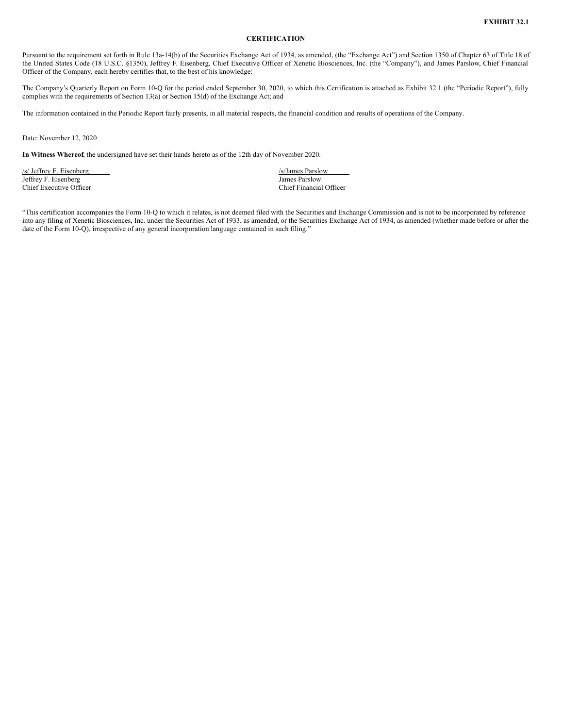**EXHIBIT 32.1**

**CERTIFICATION**

Pursuant to the requirement set forth in Rule 13a-14(b) of the Securities Exchange Act of 1934, as amended, (the "Exchange Act") and Section 1350 of Chapter 63 of Title 18 of the United States Code (18 U.S.C. §1350), Jeffrey F. Eisenberg, Chief Executive Officer of Xenetic Biosciences, Inc. (the "Company"), and James Parslow, Chief Financial Officer of the Company, each hereby certifies that, to the best of his knowledge:

The Company's Quarterly Report on Form 10-Q for the period ended September 30, 2020, to which this Certification is attached as Exhibit 32.1 (the "Periodic Report"), fully complies with the requirements of Section 13(a) or Section 15(d) of the Exchange Act; and

The information contained in the Periodic Report fairly presents, in all material respects, the financial condition and results of operations of the Company.

Date: November 12, 2020

**In Witness Whereof**, the undersigned have set their hands hereto as of the 12th day of November 2020.

/s/ Jeffrey F. Eisenberg
Jeffrey F. Eisenberg
Chief Executive Officer

/s/James Parslow
James Parslow
Chief Financial Officer

"This certification accompanies the Form 10-Q to which it relates, is not deemed filed with the Securities and Exchange Commission and is not to be incorporated by reference into any filing of Xenetic Biosciences, Inc. under the Securities Act of 1933, as amended, or the Securities Exchange Act of 1934, as amended (whether made before or after the date of the Form 10-Q), irrespective of any general incorporation language contained in such filing."